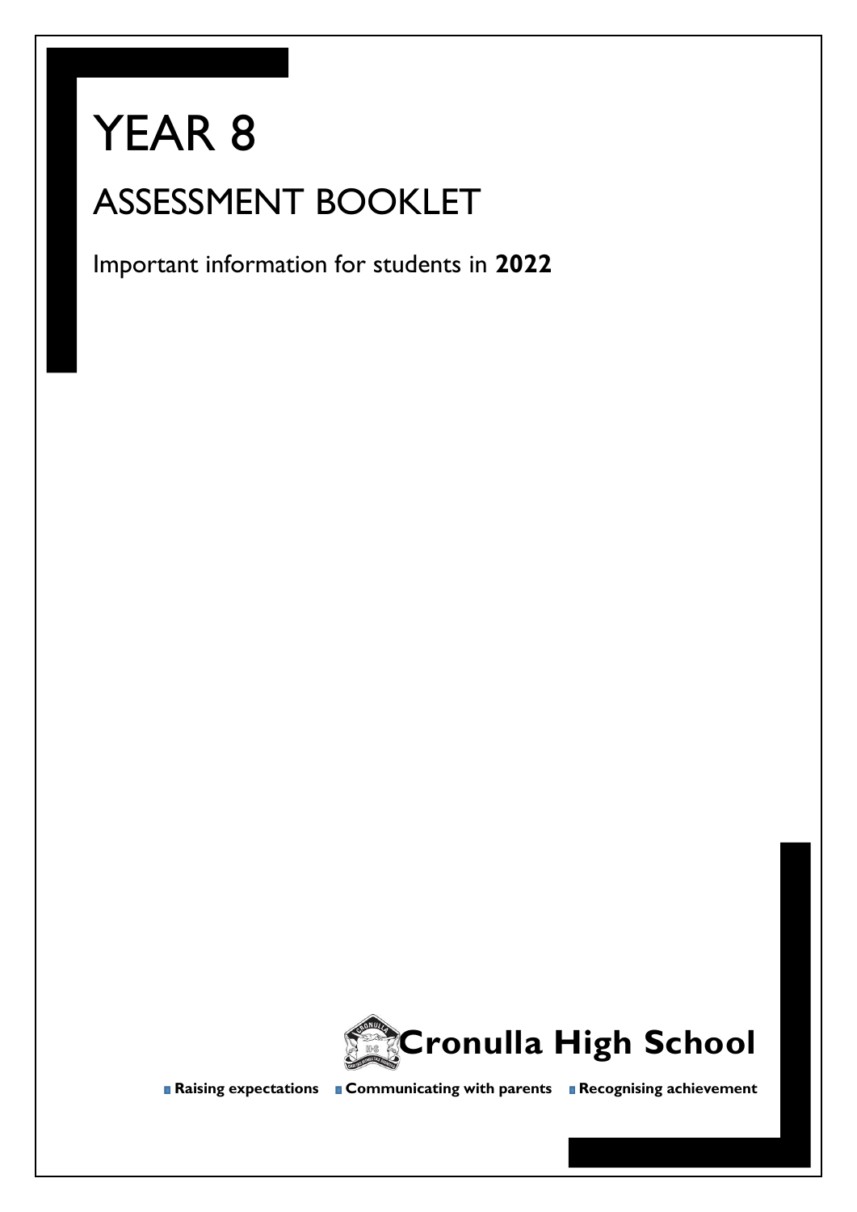# YEAR 8

## ASSESSMENT BOOKLET

Important information for students in **2022**

**Cronulla High School**

**Raising expectations** **Communicating with parents** **Recognising achievement**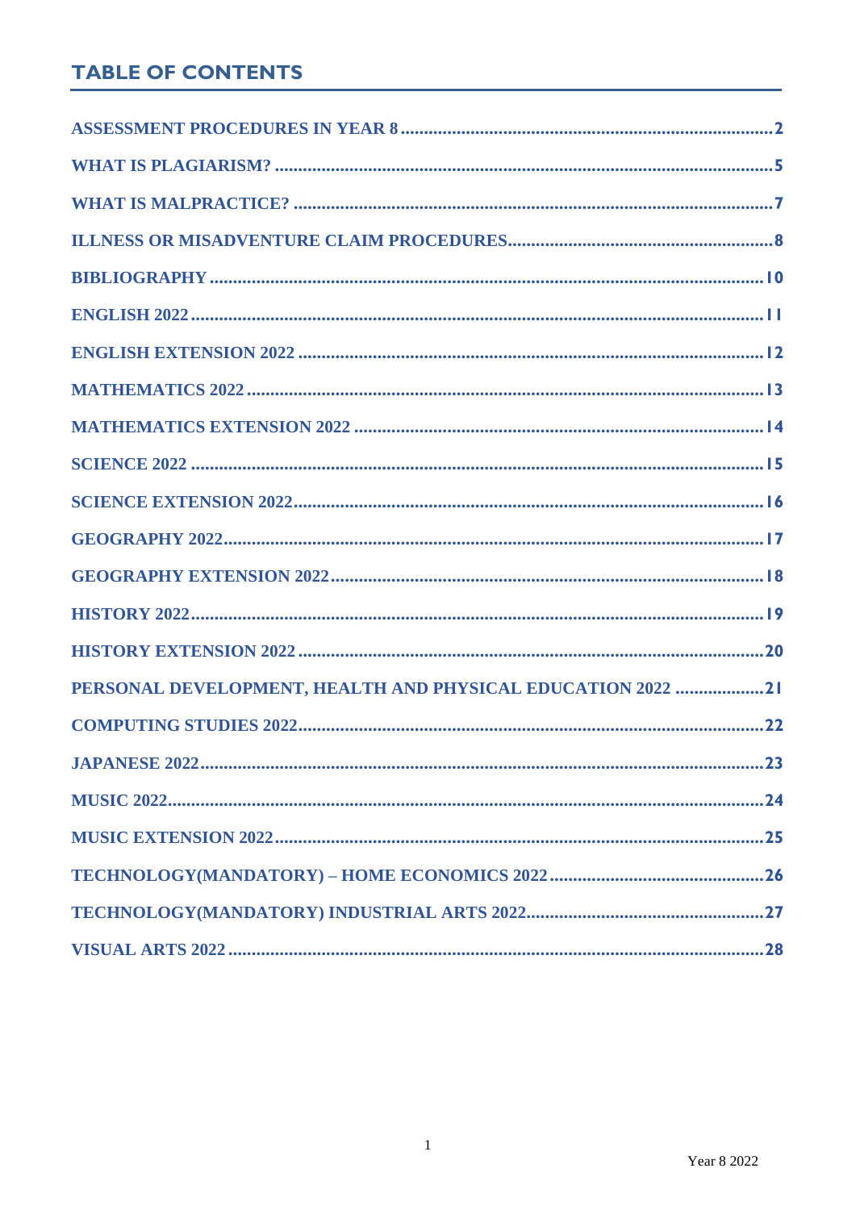# TABLE OF CONTENTS

ASSESSMENT PROCEDURES IN YEAR 8 ... 2

WHAT IS PLAGIARISM? ... 5

WHAT IS MALPRACTICE? ... 7

ILLNESS OR MISADVENTURE CLAIM PROCEDURES ... 8

BIBLIOGRAPHY ... 10

ENGLISH 2022 ... 11

ENGLISH EXTENSION 2022 ... 12

MATHEMATICS 2022 ... 13

MATHEMATICS EXTENSION 2022 ... 14

SCIENCE 2022 ... 15

SCIENCE EXTENSION 2022 ... 16

GEOGRAPHY 2022 ... 17

GEOGRAPHY EXTENSION 2022 ... 18

HISTORY 2022 ... 19

HISTORY EXTENSION 2022 ... 20

PERSONAL DEVELOPMENT, HEALTH AND PHYSICAL EDUCATION 2022 ... 21

COMPUTING STUDIES 2022 ... 22

JAPANESE 2022 ... 23

MUSIC 2022 ... 24

MUSIC EXTENSION 2022 ... 25

TECHNOLOGY(MANDATORY) – HOME ECONOMICS 2022 ... 26

TECHNOLOGY(MANDATORY) INDUSTRIAL ARTS 2022 ... 27

VISUAL ARTS 2022 ... 28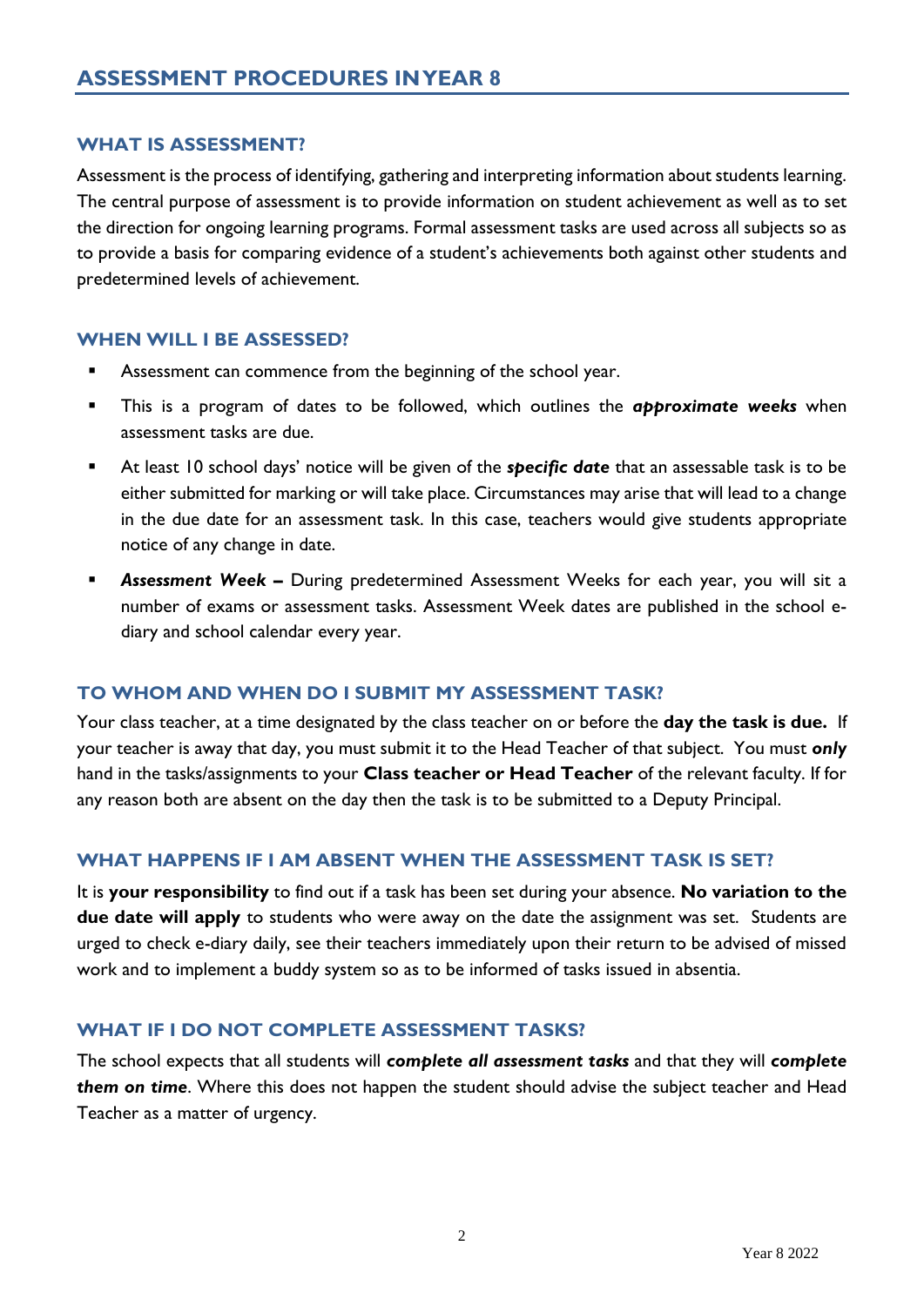## ASSESSMENT PROCEDURES IN YEAR 8

### WHAT IS ASSESSMENT?

Assessment is the process of identifying, gathering and interpreting information about students learning. The central purpose of assessment is to provide information on student achievement as well as to set the direction for ongoing learning programs. Formal assessment tasks are used across all subjects so as to provide a basis for comparing evidence of a student's achievements both against other students and predetermined levels of achievement.

### WHEN WILL I BE ASSESSED?

- Assessment can commence from the beginning of the school year.
- This is a program of dates to be followed, which outlines the ***approximate weeks*** when assessment tasks are due.
- At least 10 school days' notice will be given of the ***specific date*** that an assessable task is to be either submitted for marking or will take place. Circumstances may arise that will lead to a change in the due date for an assessment task. In this case, teachers would give students appropriate notice of any change in date.
- ***Assessment Week –*** During predetermined Assessment Weeks for each year, you will sit a number of exams or assessment tasks. Assessment Week dates are published in the school e-diary and school calendar every year.

### TO WHOM AND WHEN DO I SUBMIT MY ASSESSMENT TASK?

Your class teacher, at a time designated by the class teacher on or before the **day the task is due.** If your teacher is away that day, you must submit it to the Head Teacher of that subject. You must ***only*** hand in the tasks/assignments to your **Class teacher or Head Teacher** of the relevant faculty. If for any reason both are absent on the day then the task is to be submitted to a Deputy Principal.

### WHAT HAPPENS IF I AM ABSENT WHEN THE ASSESSMENT TASK IS SET?

It is **your responsibility** to find out if a task has been set during your absence. **No variation to the due date will apply** to students who were away on the date the assignment was set. Students are urged to check e-diary daily, see their teachers immediately upon their return to be advised of missed work and to implement a buddy system so as to be informed of tasks issued in absentia.

### WHAT IF I DO NOT COMPLETE ASSESSMENT TASKS?

The school expects that all students will ***complete all assessment tasks*** and that they will ***complete them on time***. Where this does not happen the student should advise the subject teacher and Head Teacher as a matter of urgency.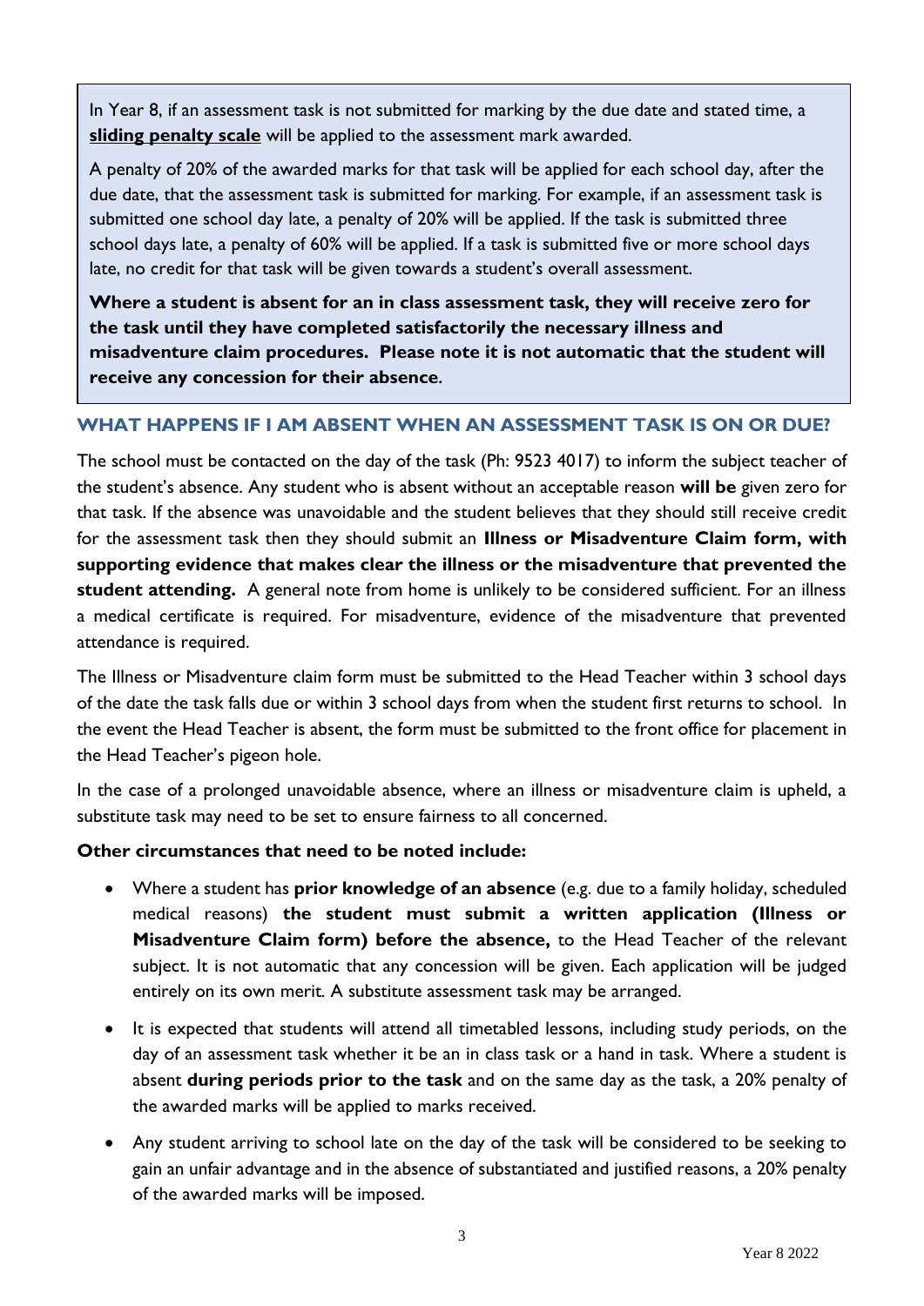In Year 8, if an assessment task is not submitted for marking by the due date and stated time, a **sliding penalty scale** will be applied to the assessment mark awarded.

A penalty of 20% of the awarded marks for that task will be applied for each school day, after the due date, that the assessment task is submitted for marking. For example, if an assessment task is submitted one school day late, a penalty of 20% will be applied. If the task is submitted three school days late, a penalty of 60% will be applied. If a task is submitted five or more school days late, no credit for that task will be given towards a student's overall assessment.

**Where a student is absent for an in class assessment task, they will receive zero for the task until they have completed satisfactorily the necessary illness and misadventure claim procedures. Please note it is not automatic that the student will receive any concession for their absence**.

### WHAT HAPPENS IF I AM ABSENT WHEN AN ASSESSMENT TASK IS ON OR DUE?

The school must be contacted on the day of the task (Ph: 9523 4017) to inform the subject teacher of the student's absence. Any student who is absent without an acceptable reason **will be** given zero for that task. If the absence was unavoidable and the student believes that they should still receive credit for the assessment task then they should submit an **Illness or Misadventure Claim form, with supporting evidence that makes clear the illness or the misadventure that prevented the student attending.** A general note from home is unlikely to be considered sufficient. For an illness a medical certificate is required. For misadventure, evidence of the misadventure that prevented attendance is required.

The Illness or Misadventure claim form must be submitted to the Head Teacher within 3 school days of the date the task falls due or within 3 school days from when the student first returns to school. In the event the Head Teacher is absent, the form must be submitted to the front office for placement in the Head Teacher's pigeon hole.

In the case of a prolonged unavoidable absence, where an illness or misadventure claim is upheld, a substitute task may need to be set to ensure fairness to all concerned.

**Other circumstances that need to be noted include:**

- Where a student has **prior knowledge of an absence** (e.g. due to a family holiday, scheduled medical reasons) **the student must submit a written application (Illness or Misadventure Claim form) before the absence,** to the Head Teacher of the relevant subject. It is not automatic that any concession will be given. Each application will be judged entirely on its own merit. A substitute assessment task may be arranged.
- It is expected that students will attend all timetabled lessons, including study periods, on the day of an assessment task whether it be an in class task or a hand in task. Where a student is absent **during periods prior to the task** and on the same day as the task, a 20% penalty of the awarded marks will be applied to marks received.
- Any student arriving to school late on the day of the task will be considered to be seeking to gain an unfair advantage and in the absence of substantiated and justified reasons, a 20% penalty of the awarded marks will be imposed.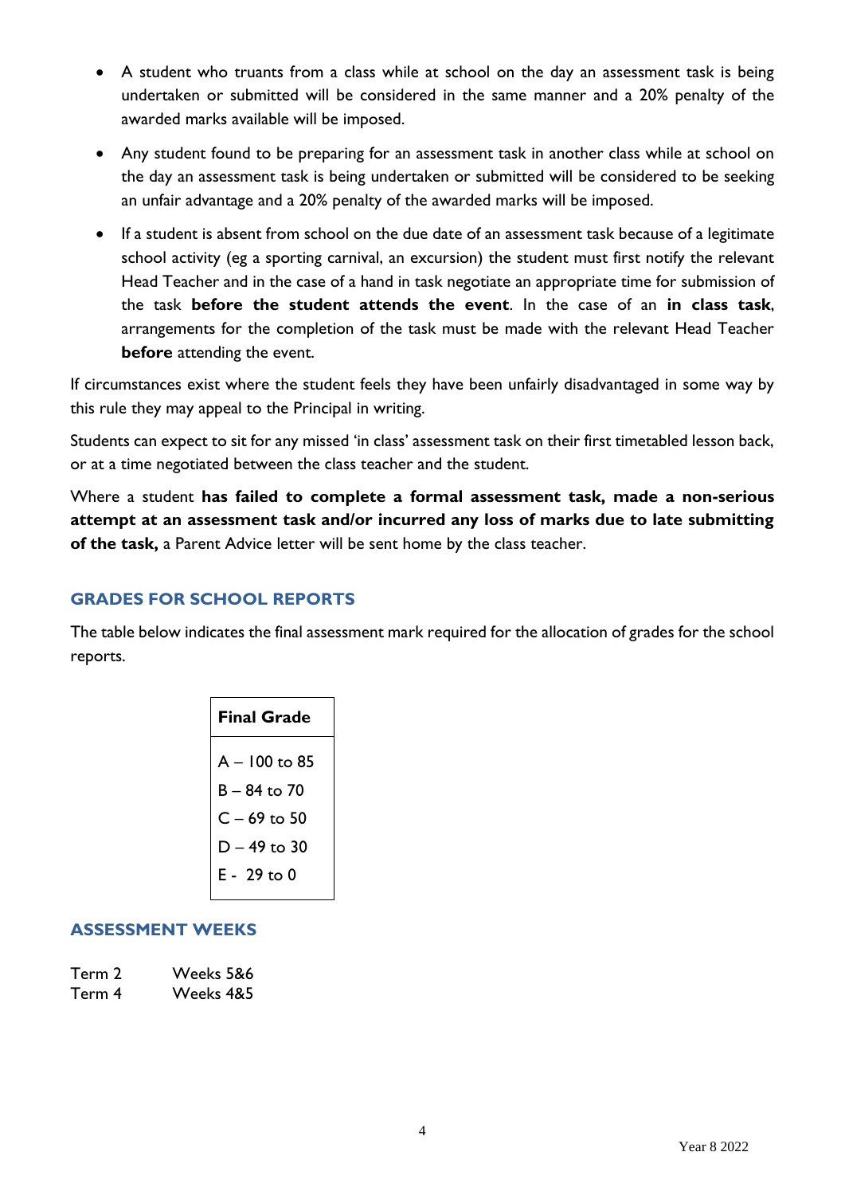- A student who truants from a class while at school on the day an assessment task is being undertaken or submitted will be considered in the same manner and a 20% penalty of the awarded marks available will be imposed.
- Any student found to be preparing for an assessment task in another class while at school on the day an assessment task is being undertaken or submitted will be considered to be seeking an unfair advantage and a 20% penalty of the awarded marks will be imposed.
- If a student is absent from school on the due date of an assessment task because of a legitimate school activity (eg a sporting carnival, an excursion) the student must first notify the relevant Head Teacher and in the case of a hand in task negotiate an appropriate time for submission of the task **before the student attends the event**. In the case of an **in class task**, arrangements for the completion of the task must be made with the relevant Head Teacher **before** attending the event.

If circumstances exist where the student feels they have been unfairly disadvantaged in some way by this rule they may appeal to the Principal in writing.

Students can expect to sit for any missed 'in class' assessment task on their first timetabled lesson back, or at a time negotiated between the class teacher and the student.

Where a student **has failed to complete a formal assessment task, made a non-serious attempt at an assessment task and/or incurred any loss of marks due to late submitting of the task,** a Parent Advice letter will be sent home by the class teacher.

## GRADES FOR SCHOOL REPORTS

The table below indicates the final assessment mark required for the allocation of grades for the school reports.

| Final Grade |
|---|
| A – 100 to 85 |
| B – 84 to 70 |
| C – 69 to 50 |
| D – 49 to 30 |
| E - 29 to 0 |

## ASSESSMENT WEEKS

| | |
|---|---|
| Term 2 | Weeks 5&6 |
| Term 4 | Weeks 4&5 |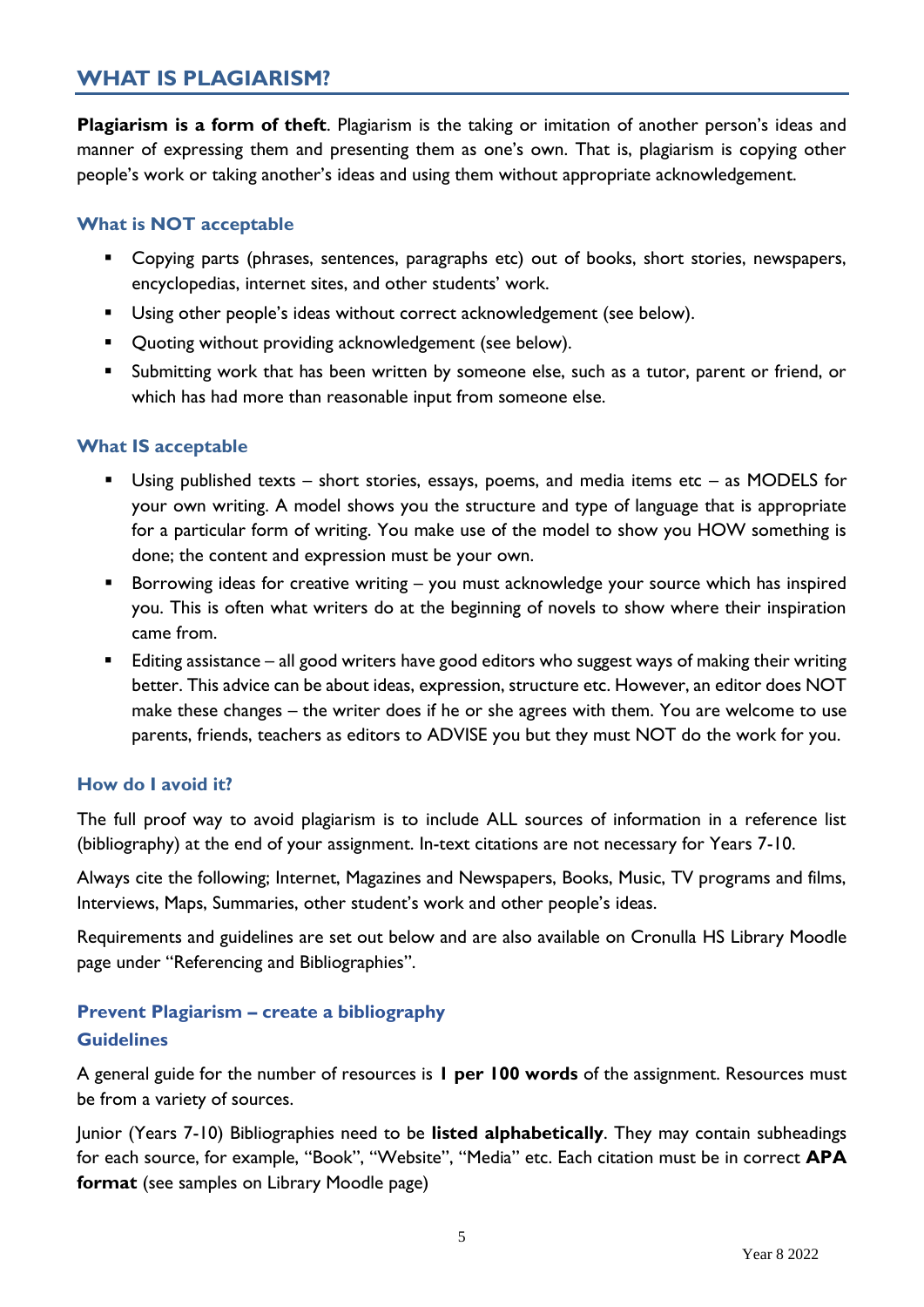## WHAT IS PLAGIARISM?

**Plagiarism is a form of theft**. Plagiarism is the taking or imitation of another person's ideas and manner of expressing them and presenting them as one's own. That is, plagiarism is copying other people's work or taking another's ideas and using them without appropriate acknowledgement.

### What is NOT acceptable

- Copying parts (phrases, sentences, paragraphs etc) out of books, short stories, newspapers, encyclopedias, internet sites, and other students' work.
- Using other people's ideas without correct acknowledgement (see below).
- Quoting without providing acknowledgement (see below).
- Submitting work that has been written by someone else, such as a tutor, parent or friend, or which has had more than reasonable input from someone else.

### What IS acceptable

- Using published texts – short stories, essays, poems, and media items etc – as MODELS for your own writing. A model shows you the structure and type of language that is appropriate for a particular form of writing. You make use of the model to show you HOW something is done; the content and expression must be your own.
- Borrowing ideas for creative writing – you must acknowledge your source which has inspired you. This is often what writers do at the beginning of novels to show where their inspiration came from.
- Editing assistance – all good writers have good editors who suggest ways of making their writing better. This advice can be about ideas, expression, structure etc. However, an editor does NOT make these changes – the writer does if he or she agrees with them. You are welcome to use parents, friends, teachers as editors to ADVISE you but they must NOT do the work for you.

### How do I avoid it?

The full proof way to avoid plagiarism is to include ALL sources of information in a reference list (bibliography) at the end of your assignment. In-text citations are not necessary for Years 7-10.

Always cite the following; Internet, Magazines and Newspapers, Books, Music, TV programs and films, Interviews, Maps, Summaries, other student's work and other people's ideas.

Requirements and guidelines are set out below and are also available on Cronulla HS Library Moodle page under "Referencing and Bibliographies".

### Prevent Plagiarism – create a bibliography

### Guidelines

A general guide for the number of resources is **1 per 100 words** of the assignment. Resources must be from a variety of sources.

Junior (Years 7-10) Bibliographies need to be **listed alphabetically**. They may contain subheadings for each source, for example, "Book", "Website", "Media" etc. Each citation must be in correct **APA format** (see samples on Library Moodle page)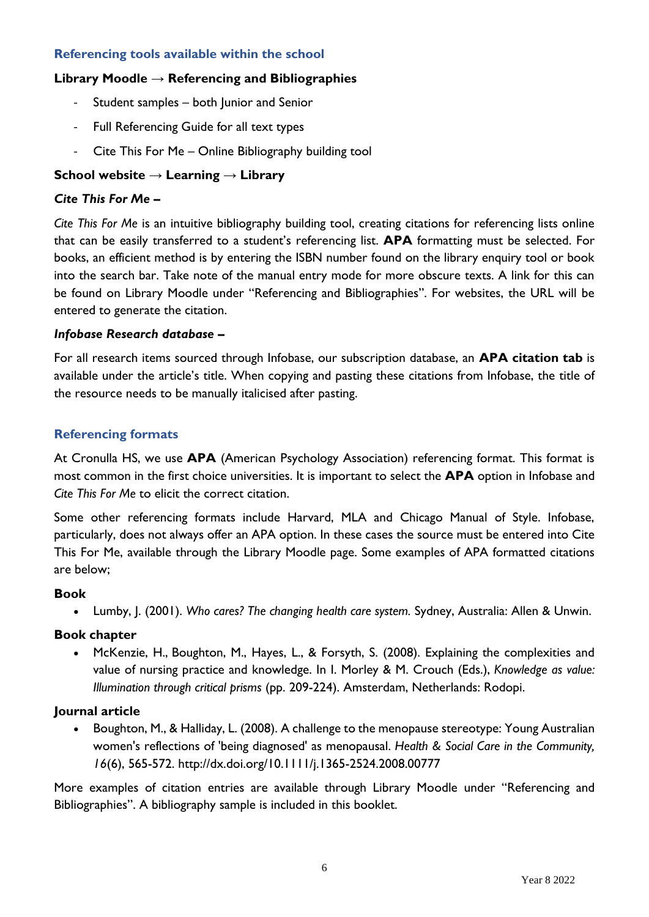## Referencing tools available within the school

**Library Moodle → Referencing and Bibliographies**

- Student samples – both Junior and Senior
- Full Referencing Guide for all text types
- Cite This For Me – Online Bibliography building tool

**School website → Learning → Library**

***Cite This For Me –***

*Cite This For Me* is an intuitive bibliography building tool, creating citations for referencing lists online that can be easily transferred to a student's referencing list. **APA** formatting must be selected. For books, an efficient method is by entering the ISBN number found on the library enquiry tool or book into the search bar. Take note of the manual entry mode for more obscure texts. A link for this can be found on Library Moodle under "Referencing and Bibliographies". For websites, the URL will be entered to generate the citation.

***Infobase Research database –***

For all research items sourced through Infobase, our subscription database, an **APA citation tab** is available under the article's title. When copying and pasting these citations from Infobase, the title of the resource needs to be manually italicised after pasting.

## Referencing formats

At Cronulla HS, we use **APA** (American Psychology Association) referencing format. This format is most common in the first choice universities. It is important to select the **APA** option in Infobase and *Cite This For Me* to elicit the correct citation.

Some other referencing formats include Harvard, MLA and Chicago Manual of Style. Infobase, particularly, does not always offer an APA option. In these cases the source must be entered into Cite This For Me, available through the Library Moodle page. Some examples of APA formatted citations are below;

**Book**

- Lumby, J. (2001). *Who cares? The changing health care system.* Sydney, Australia: Allen & Unwin.

**Book chapter**

- McKenzie, H., Boughton, M., Hayes, L., & Forsyth, S. (2008). Explaining the complexities and value of nursing practice and knowledge. In I. Morley & M. Crouch (Eds.), *Knowledge as value: Illumination through critical prisms* (pp. 209-224). Amsterdam, Netherlands: Rodopi.

**Journal article**

- Boughton, M., & Halliday, L. (2008). A challenge to the menopause stereotype: Young Australian women's reflections of 'being diagnosed' as menopausal. *Health & Social Care in the Community, 16*(6), 565-572. http://dx.doi.org/10.1111/j.1365-2524.2008.00777

More examples of citation entries are available through Library Moodle under "Referencing and Bibliographies". A bibliography sample is included in this booklet.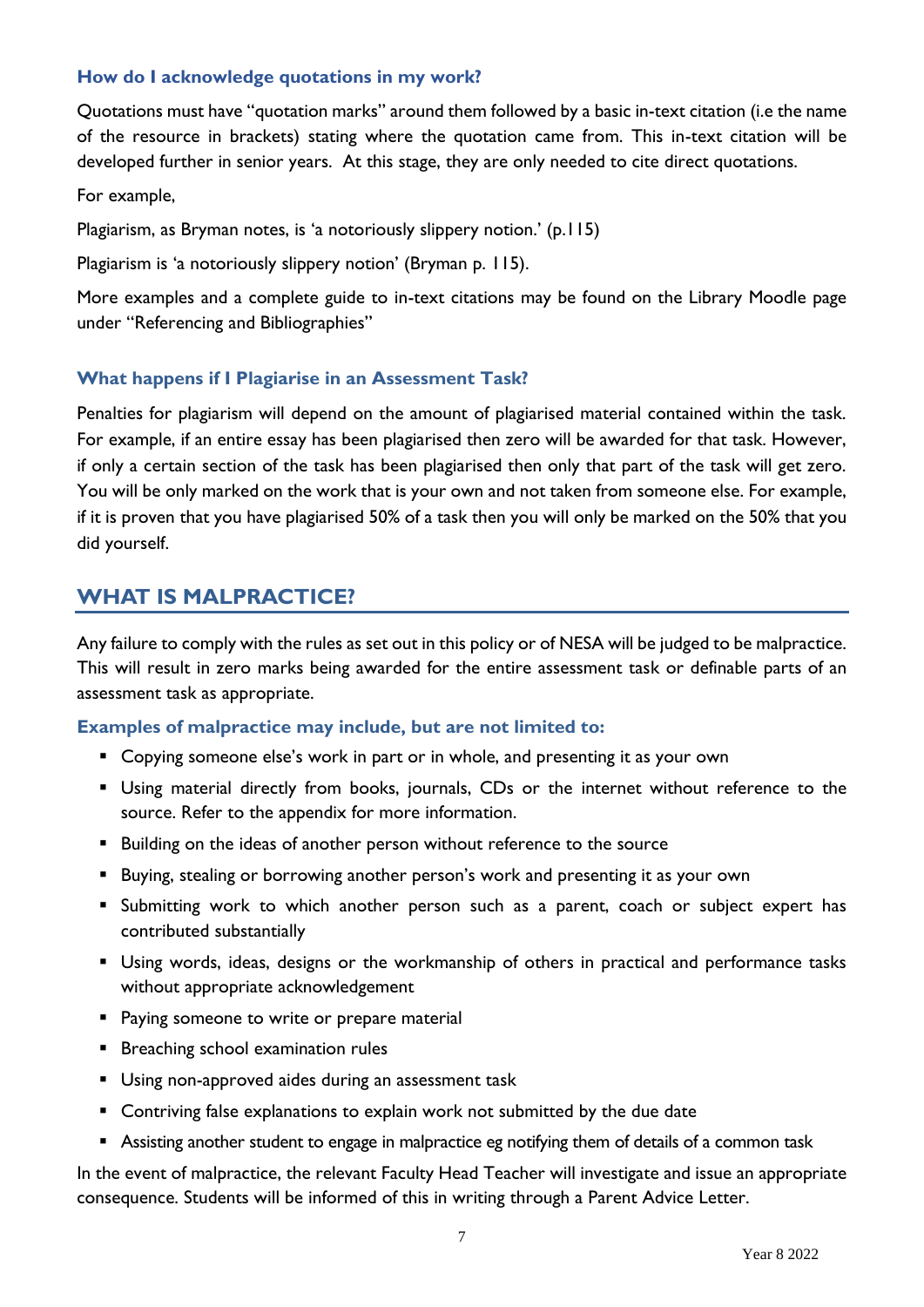### How do I acknowledge quotations in my work?

Quotations must have "quotation marks" around them followed by a basic in-text citation (i.e the name of the resource in brackets) stating where the quotation came from. This in-text citation will be developed further in senior years. At this stage, they are only needed to cite direct quotations.

For example,

Plagiarism, as Bryman notes, is 'a notoriously slippery notion.' (p.115)

Plagiarism is 'a notoriously slippery notion' (Bryman p. 115).

More examples and a complete guide to in-text citations may be found on the Library Moodle page under "Referencing and Bibliographies"

### What happens if I Plagiarise in an Assessment Task?

Penalties for plagiarism will depend on the amount of plagiarised material contained within the task. For example, if an entire essay has been plagiarised then zero will be awarded for that task. However, if only a certain section of the task has been plagiarised then only that part of the task will get zero. You will be only marked on the work that is your own and not taken from someone else. For example, if it is proven that you have plagiarised 50% of a task then you will only be marked on the 50% that you did yourself.

## WHAT IS MALPRACTICE?

Any failure to comply with the rules as set out in this policy or of NESA will be judged to be malpractice. This will result in zero marks being awarded for the entire assessment task or definable parts of an assessment task as appropriate.

### Examples of malpractice may include, but are not limited to:

- Copying someone else's work in part or in whole, and presenting it as your own
- Using material directly from books, journals, CDs or the internet without reference to the source. Refer to the appendix for more information.
- Building on the ideas of another person without reference to the source
- Buying, stealing or borrowing another person's work and presenting it as your own
- Submitting work to which another person such as a parent, coach or subject expert has contributed substantially
- Using words, ideas, designs or the workmanship of others in practical and performance tasks without appropriate acknowledgement
- Paying someone to write or prepare material
- Breaching school examination rules
- Using non-approved aides during an assessment task
- Contriving false explanations to explain work not submitted by the due date
- Assisting another student to engage in malpractice eg notifying them of details of a common task

In the event of malpractice, the relevant Faculty Head Teacher will investigate and issue an appropriate consequence. Students will be informed of this in writing through a Parent Advice Letter.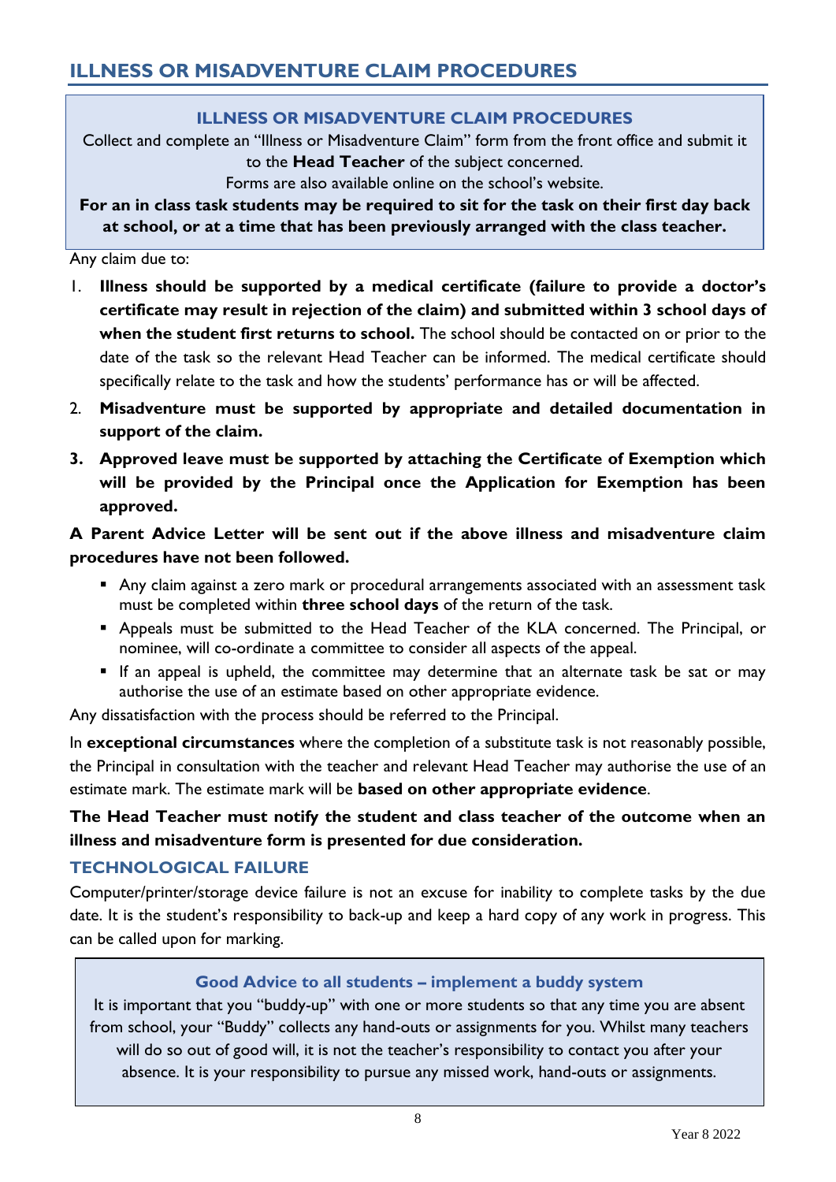## ILLNESS OR MISADVENTURE CLAIM PROCEDURES

**ILLNESS OR MISADVENTURE CLAIM PROCEDURES**

Collect and complete an "Illness or Misadventure Claim" form from the front office and submit it to the **Head Teacher** of the subject concerned.

Forms are also available online on the school's website.

**For an in class task students may be required to sit for the task on their first day back at school, or at a time that has been previously arranged with the class teacher.**

Any claim due to:

1. **Illness should be supported by a medical certificate (failure to provide a doctor's certificate may result in rejection of the claim) and submitted within 3 school days of when the student first returns to school.** The school should be contacted on or prior to the date of the task so the relevant Head Teacher can be informed. The medical certificate should specifically relate to the task and how the students' performance has or will be affected.
2. **Misadventure must be supported by appropriate and detailed documentation in support of the claim.**
3. **Approved leave must be supported by attaching the Certificate of Exemption which will be provided by the Principal once the Application for Exemption has been approved.**

**A Parent Advice Letter will be sent out if the above illness and misadventure claim procedures have not been followed.**

- Any claim against a zero mark or procedural arrangements associated with an assessment task must be completed within **three school days** of the return of the task.
- Appeals must be submitted to the Head Teacher of the KLA concerned. The Principal, or nominee, will co-ordinate a committee to consider all aspects of the appeal.
- If an appeal is upheld, the committee may determine that an alternate task be sat or may authorise the use of an estimate based on other appropriate evidence.

Any dissatisfaction with the process should be referred to the Principal.

In **exceptional circumstances** where the completion of a substitute task is not reasonably possible, the Principal in consultation with the teacher and relevant Head Teacher may authorise the use of an estimate mark. The estimate mark will be **based on other appropriate evidence**.

**The Head Teacher must notify the student and class teacher of the outcome when an illness and misadventure form is presented for due consideration.**

### TECHNOLOGICAL FAILURE

Computer/printer/storage device failure is not an excuse for inability to complete tasks by the due date. It is the student's responsibility to back-up and keep a hard copy of any work in progress. This can be called upon for marking.

**Good Advice to all students – implement a buddy system**

It is important that you "buddy-up" with one or more students so that any time you are absent from school, your "Buddy" collects any hand-outs or assignments for you. Whilst many teachers will do so out of good will, it is not the teacher's responsibility to contact you after your absence. It is your responsibility to pursue any missed work, hand-outs or assignments.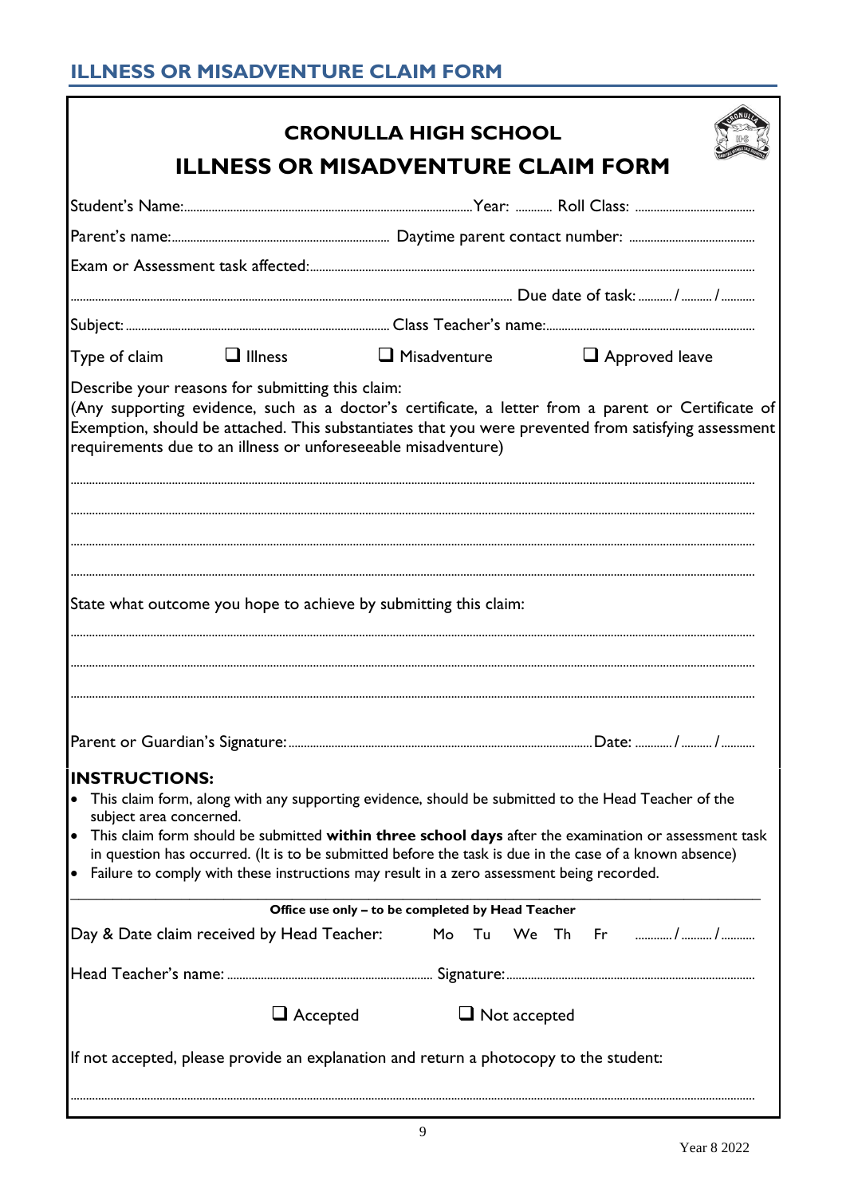## ILLNESS OR MISADVENTURE CLAIM FORM

# CRONULLA HIGH SCHOOL

# ILLNESS OR MISADVENTURE CLAIM FORM

Student's Name:................................................................................................Year: ............ Roll Class: .......................................

Parent's name:...................................................................... Daytime parent contact number: ........................................

Exam or Assessment task affected:..........................................................................................................................................

.................................................................................................................................................. Due date of task: ........... / .......... / ...........

Subject: ...................................................................................... Class Teacher's name:...................................................................

Type of claim ☐ Illness ☐ Misadventure ☐ Approved leave

Describe your reasons for submitting this claim:
(Any supporting evidence, such as a doctor's certificate, a letter from a parent or Certificate of Exemption, should be attached. This substantiates that you were prevented from satisfying assessment requirements due to an illness or unforeseeable misadventure)

..........................................................................................................................................................................................................

..........................................................................................................................................................................................................

..........................................................................................................................................................................................................

..........................................................................................................................................................................................................

State what outcome you hope to achieve by submitting this claim:

..........................................................................................................................................................................................................

..........................................................................................................................................................................................................

..........................................................................................................................................................................................................

Parent or Guardian's Signature:.......................................................................................................Date: ............ / .......... / ...........

**INSTRUCTIONS:**

- This claim form, along with any supporting evidence, should be submitted to the Head Teacher of the subject area concerned.
- This claim form should be submitted **within three school days** after the examination or assessment task in question has occurred. (It is to be submitted before the task is due in the case of a known absence)
- Failure to comply with these instructions may result in a zero assessment being recorded.

**Office use only – to be completed by Head Teacher**

Day & Date claim received by Head Teacher: Mo Tu We Th Fr ............ / .......... / ...........

Head Teacher's name: .................................................................. Signature:.................................................................................

☐ Accepted ☐ Not accepted

If not accepted, please provide an explanation and return a photocopy to the student:

..........................................................................................................................................................................................................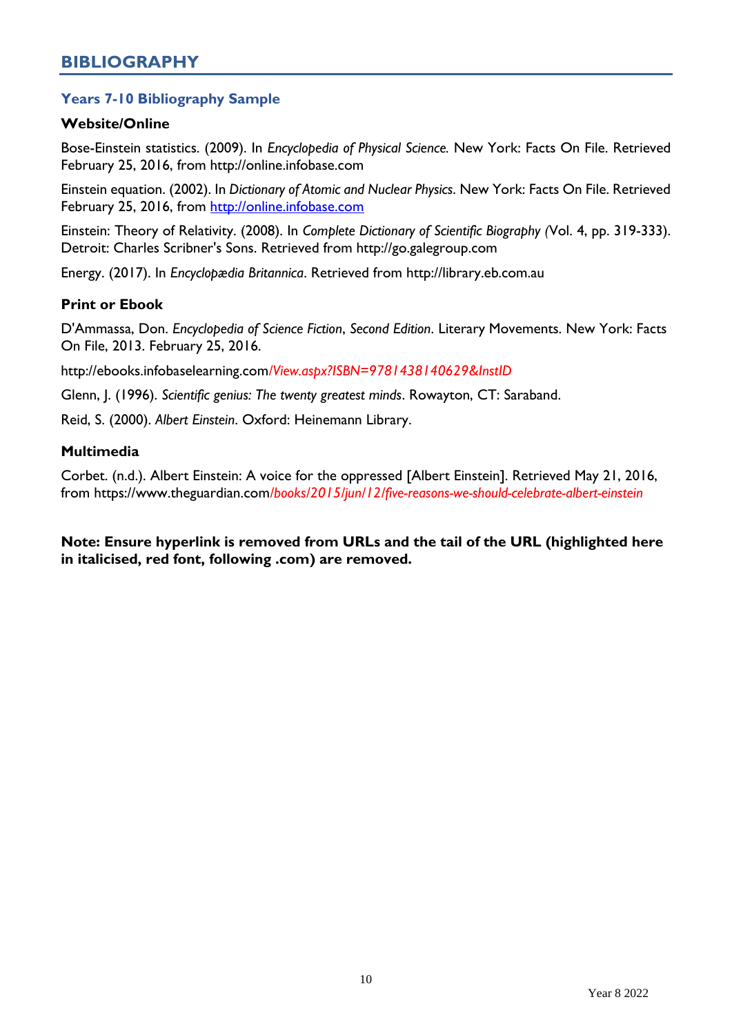## BIBLIOGRAPHY

### Years 7-10 Bibliography Sample

#### Website/Online

Bose-Einstein statistics. (2009). In *Encyclopedia of Physical Science.* New York: Facts On File. Retrieved February 25, 2016, from http://online.infobase.com

Einstein equation. (2002). In *Dictionary of Atomic and Nuclear Physics*. New York: Facts On File. Retrieved February 25, 2016, from http://online.infobase.com

Einstein: Theory of Relativity. (2008). In *Complete Dictionary of Scientific Biography (*Vol. 4, pp. 319-333). Detroit: Charles Scribner's Sons. Retrieved from http://go.galegroup.com

Energy. (2017). In *Encyclopædia Britannica*. Retrieved from http://library.eb.com.au

#### Print or Ebook

D'Ammassa, Don. *Encyclopedia of Science Fiction*, *Second Edition*. Literary Movements. New York: Facts On File, 2013. February 25, 2016.

http://ebooks.infobaselearning.com*/View.aspx?ISBN=9781438140629&InstID*

Glenn, J. (1996). *Scientific genius: The twenty greatest minds*. Rowayton, CT: Saraband.

Reid, S. (2000). *Albert Einstein*. Oxford: Heinemann Library.

#### Multimedia

Corbet. (n.d.). Albert Einstein: A voice for the oppressed [Albert Einstein]. Retrieved May 21, 2016, from https://www.theguardian.com*/books/2015/jun/12/five-reasons-we-should-celebrate-albert-einstein*

**Note: Ensure hyperlink is removed from URLs and the tail of the URL (highlighted here in italicised, red font, following .com) are removed.**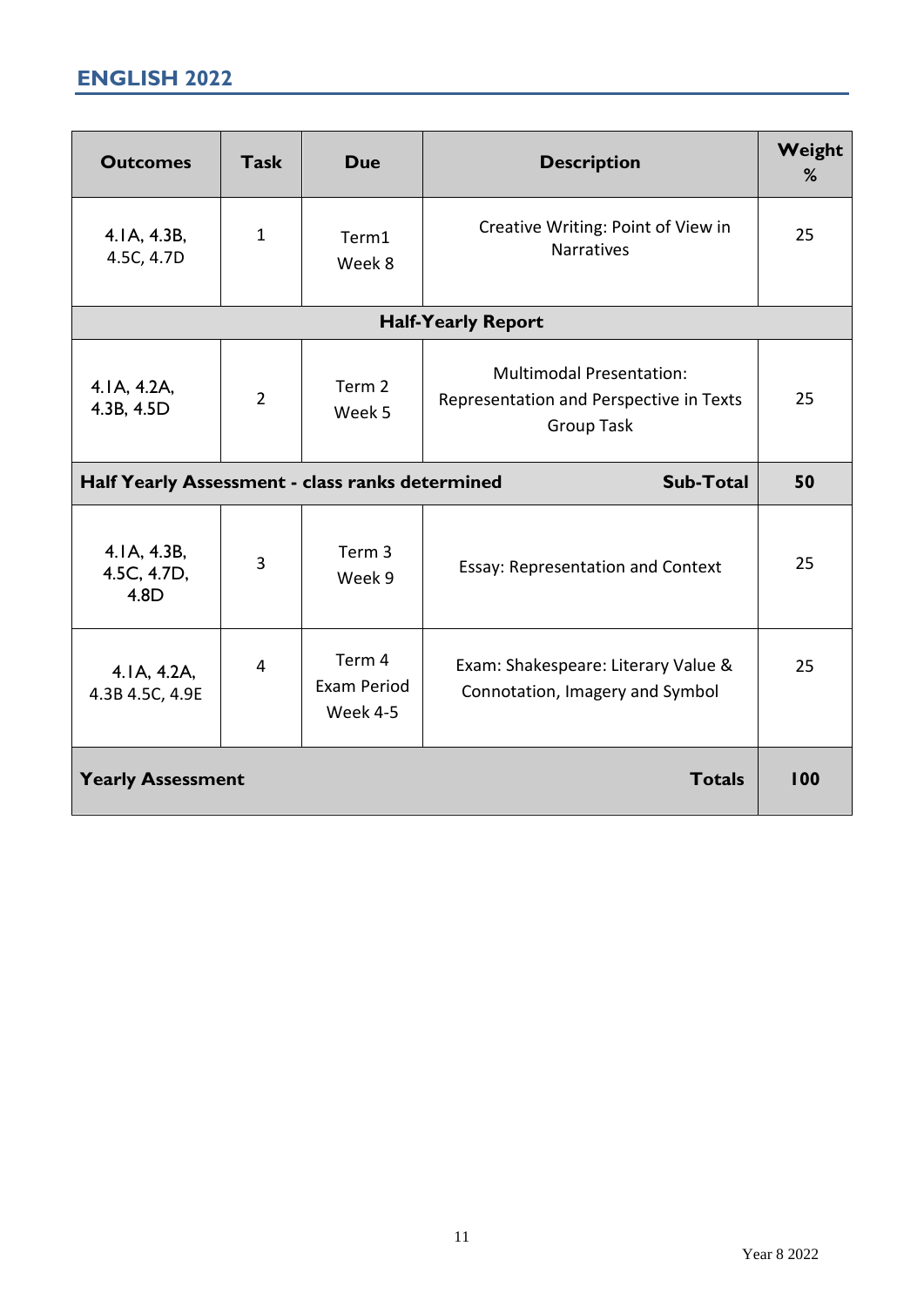## ENGLISH 2022

| Outcomes | Task | Due | Description | Weight % |
|---|---|---|---|---|
| 4.1A, 4.3B, 4.5C, 4.7D | 1 | Term1 Week 8 | Creative Writing: Point of View in Narratives | 25 |
| **Half-Yearly Report** | | | | |
| 4.1A, 4.2A, 4.3B, 4.5D | 2 | Term 2 Week 5 | Multimodal Presentation: Representation and Perspective in Texts Group Task | 25 |
| **Half Yearly Assessment - class ranks determined** | | | **Sub-Total** | **50** |
| 4.1A, 4.3B, 4.5C, 4.7D, 4.8D | 3 | Term 3 Week 9 | Essay: Representation and Context | 25 |
| 4.1A, 4.2A, 4.3B 4.5C, 4.9E | 4 | Term 4 Exam Period Week 4-5 | Exam: Shakespeare: Literary Value & Connotation, Imagery and Symbol | 25 |
| **Yearly Assessment** | | | **Totals** | **100** |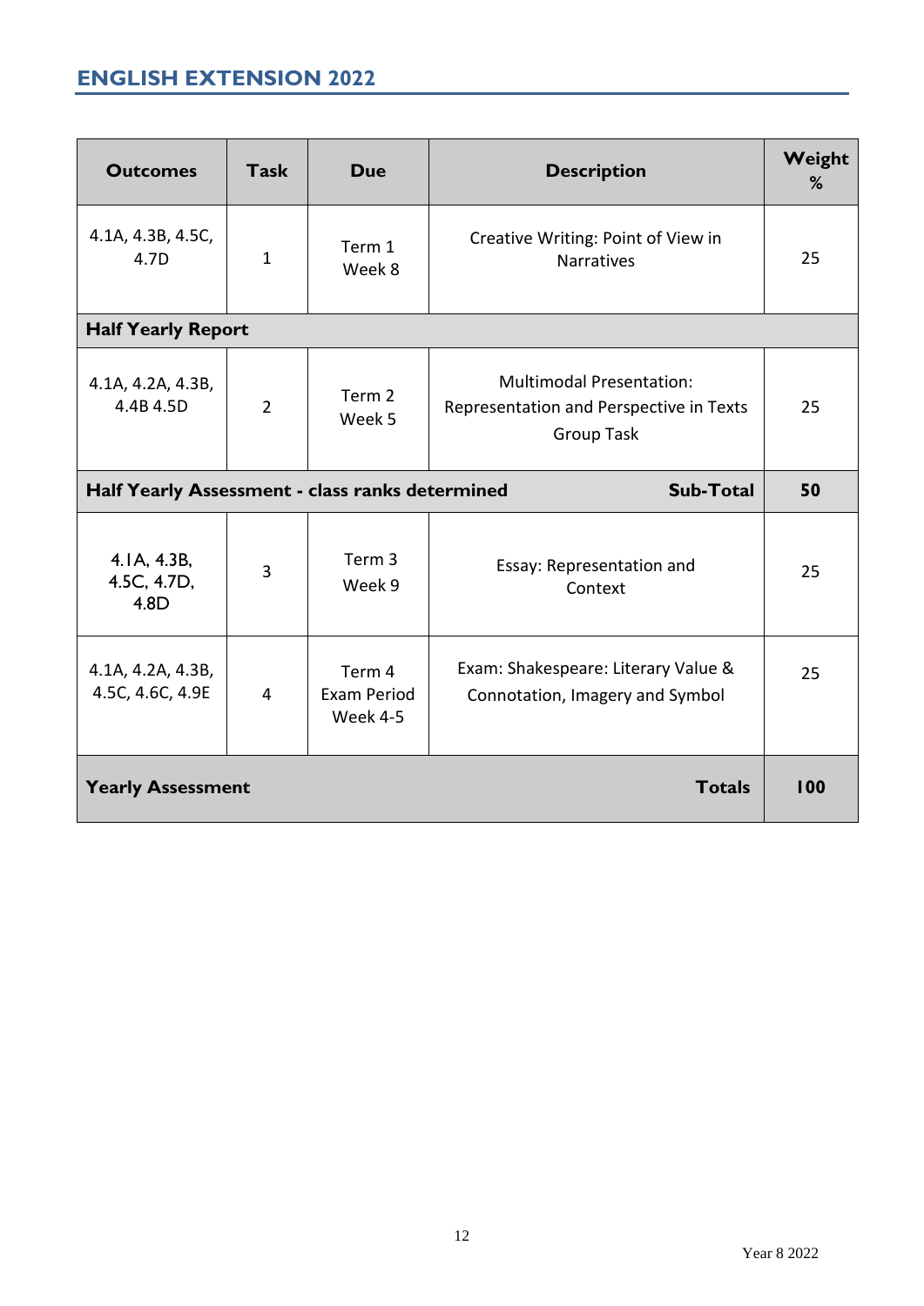## ENGLISH EXTENSION 2022

| Outcomes | Task | Due | Description | Weight % |
|---|---|---|---|---|
| 4.1A, 4.3B, 4.5C, 4.7D | 1 | Term 1 Week 8 | Creative Writing: Point of View in Narratives | 25 |
| **Half Yearly Report** | | | | |
| 4.1A, 4.2A, 4.3B, 4.4B 4.5D | 2 | Term 2 Week 5 | Multimodal Presentation: Representation and Perspective in Texts Group Task | 25 |
| **Half Yearly Assessment - class ranks determined** | | | **Sub-Total** | **50** |
| 4.1A, 4.3B, 4.5C, 4.7D, 4.8D | 3 | Term 3 Week 9 | Essay: Representation and Context | 25 |
| 4.1A, 4.2A, 4.3B, 4.5C, 4.6C, 4.9E | 4 | Term 4 Exam Period Week 4-5 | Exam: Shakespeare: Literary Value & Connotation, Imagery and Symbol | 25 |
| **Yearly Assessment** | | | **Totals** | **100** |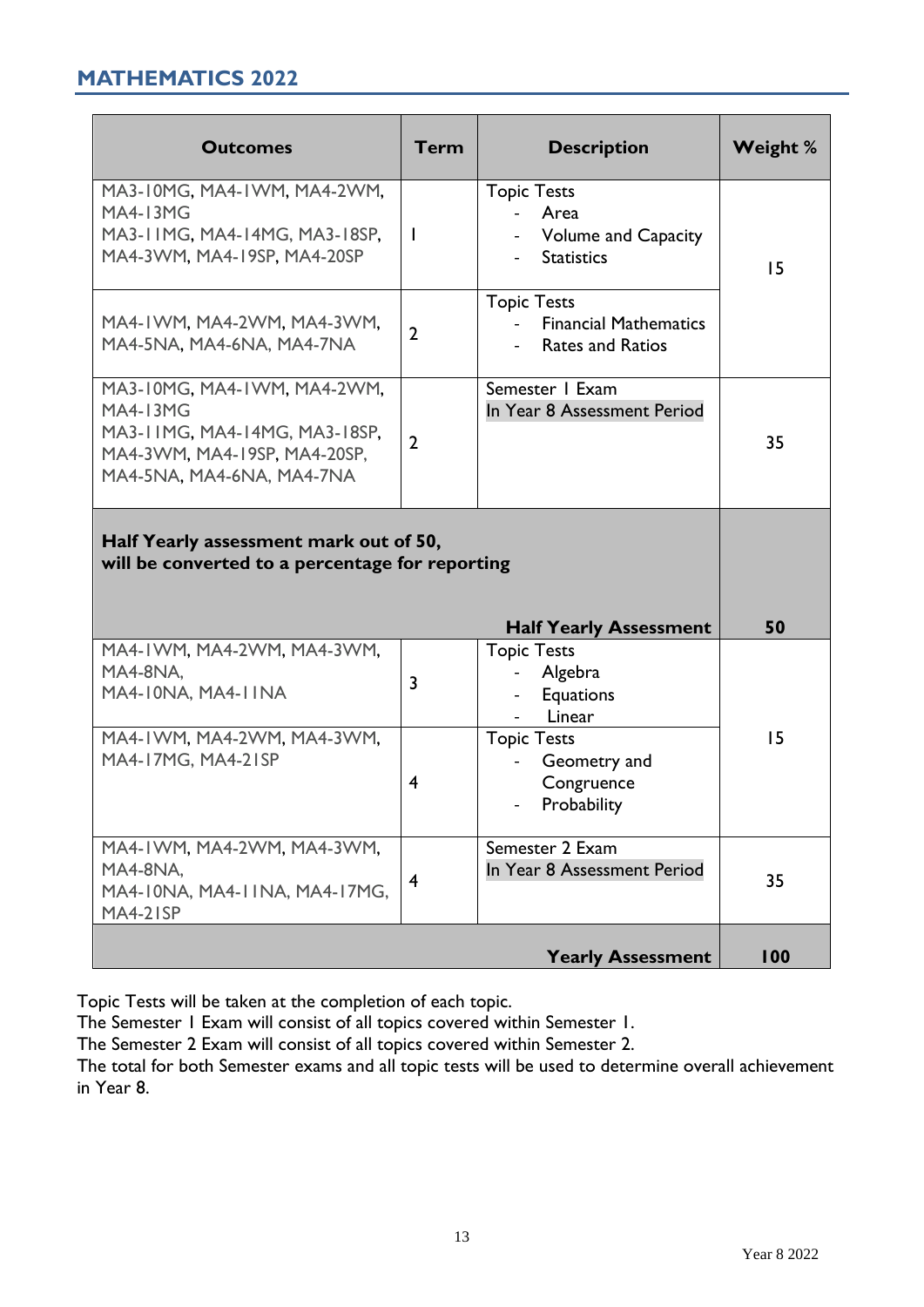## MATHEMATICS 2022

| Outcomes | Term | Description | Weight % |
|---|---|---|---|
| MA3-10MG, MA4-1WM, MA4-2WM, MA4-13MG MA3-11MG, MA4-14MG, MA3-18SP, MA4-3WM, MA4-19SP, MA4-20SP | 1 | Topic Tests<br>- Area<br>- Volume and Capacity<br>- Statistics | 15 |
| MA4-1WM, MA4-2WM, MA4-3WM, MA4-5NA, MA4-6NA, MA4-7NA | 2 | Topic Tests<br>- Financial Mathematics<br>- Rates and Ratios | |
| MA3-10MG, MA4-1WM, MA4-2WM, MA4-13MG MA3-11MG, MA4-14MG, MA3-18SP, MA4-3WM, MA4-19SP, MA4-20SP, MA4-5NA, MA4-6NA, MA4-7NA | 2 | Semester 1 Exam<br>In Year 8 Assessment Period | 35 |
| **Half Yearly assessment mark out of 50, will be converted to a percentage for reporting** | | **Half Yearly Assessment** | **50** |
| MA4-1WM, MA4-2WM, MA4-3WM, MA4-8NA, MA4-10NA, MA4-11NA | 3 | Topic Tests<br>- Algebra<br>- Equations<br>- Linear | 15 |
| MA4-1WM, MA4-2WM, MA4-3WM, MA4-17MG, MA4-21SP | 4 | Topic Tests<br>- Geometry and Congruence<br>- Probability | |
| MA4-1WM, MA4-2WM, MA4-3WM, MA4-8NA, MA4-10NA, MA4-11NA, MA4-17MG, MA4-21SP | 4 | Semester 2 Exam<br>In Year 8 Assessment Period | 35 |
| | | **Yearly Assessment** | **100** |

Topic Tests will be taken at the completion of each topic.
The Semester 1 Exam will consist of all topics covered within Semester 1.
The Semester 2 Exam will consist of all topics covered within Semester 2.
The total for both Semester exams and all topic tests will be used to determine overall achievement in Year 8.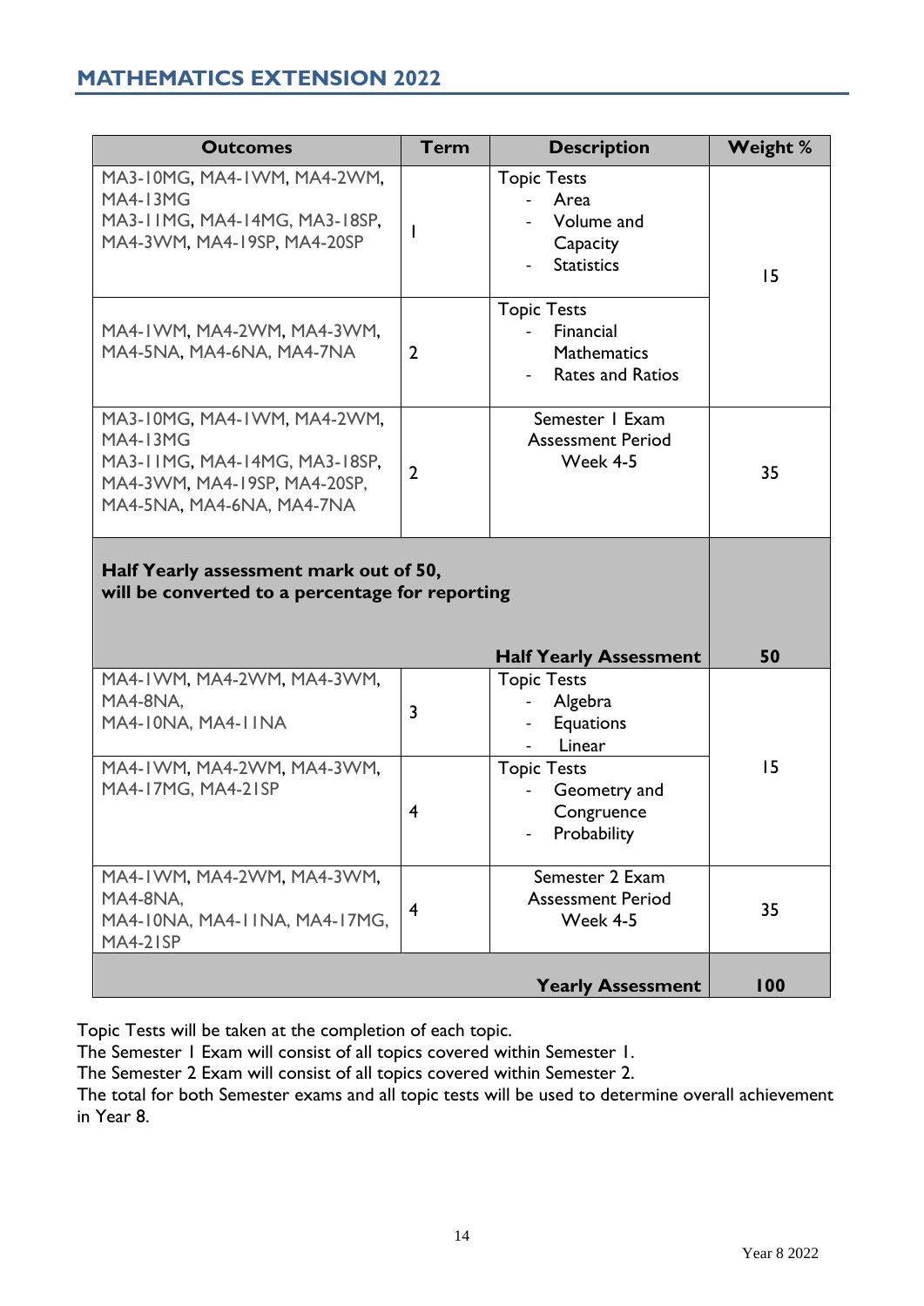## MATHEMATICS EXTENSION 2022

| Outcomes | Term | Description | Weight % |
|---|---|---|---|
| MA3-10MG, MA4-1WM, MA4-2WM, MA4-13MG MA3-11MG, MA4-14MG, MA3-18SP, MA4-3WM, MA4-19SP, MA4-20SP | 1 | Topic Tests - Area - Volume and Capacity - Statistics | 15 |
| MA4-1WM, MA4-2WM, MA4-3WM, MA4-5NA, MA4-6NA, MA4-7NA | 2 | Topic Tests - Financial Mathematics - Rates and Ratios | |
| MA3-10MG, MA4-1WM, MA4-2WM, MA4-13MG MA3-11MG, MA4-14MG, MA3-18SP, MA4-3WM, MA4-19SP, MA4-20SP, MA4-5NA, MA4-6NA, MA4-7NA | 2 | Semester 1 Exam Assessment Period Week 4-5 | 35 |
| **Half Yearly assessment mark out of 50, will be converted to a percentage for reporting** | | **Half Yearly Assessment** | **50** |
| MA4-1WM, MA4-2WM, MA4-3WM, MA4-8NA, MA4-10NA, MA4-11NA | 3 | Topic Tests - Algebra - Equations - Linear | 15 |
| MA4-1WM, MA4-2WM, MA4-3WM, MA4-17MG, MA4-21SP | 4 | Topic Tests - Geometry and Congruence - Probability | |
| MA4-1WM, MA4-2WM, MA4-3WM, MA4-8NA, MA4-10NA, MA4-11NA, MA4-17MG, MA4-21SP | 4 | Semester 2 Exam Assessment Period Week 4-5 | 35 |
| | | **Yearly Assessment** | **100** |

Topic Tests will be taken at the completion of each topic.
The Semester 1 Exam will consist of all topics covered within Semester 1.
The Semester 2 Exam will consist of all topics covered within Semester 2.
The total for both Semester exams and all topic tests will be used to determine overall achievement in Year 8.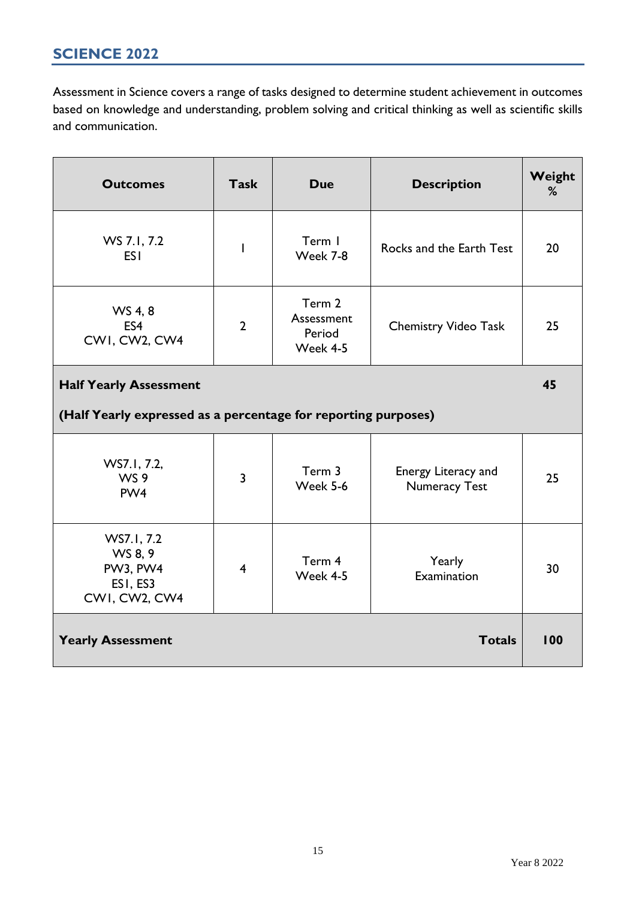## SCIENCE 2022

Assessment in Science covers a range of tasks designed to determine student achievement in outcomes based on knowledge and understanding, problem solving and critical thinking as well as scientific skills and communication.

| Outcomes | Task | Due | Description | Weight % |
|---|---|---|---|---|
| WS 7.1, 7.2<br>ES1 | 1 | Term 1<br>Week 7-8 | Rocks and the Earth Test | 20 |
| WS 4, 8<br>ES4<br>CW1, CW2, CW4 | 2 | Term 2<br>Assessment Period<br>Week 4-5 | Chemistry Video Task | 25 |
| **Half Yearly Assessment**<br>**(Half Yearly expressed as a percentage for reporting purposes)** | | | | **45** |
| WS7.1, 7.2,<br>WS 9<br>PW4 | 3 | Term 3<br>Week 5-6 | Energy Literacy and Numeracy Test | 25 |
| WS7.1, 7.2<br>WS 8, 9<br>PW3, PW4<br>ES1, ES3<br>CW1, CW2, CW4 | 4 | Term 4<br>Week 4-5 | Yearly Examination | 30 |
| **Yearly Assessment** | | | **Totals** | **100** |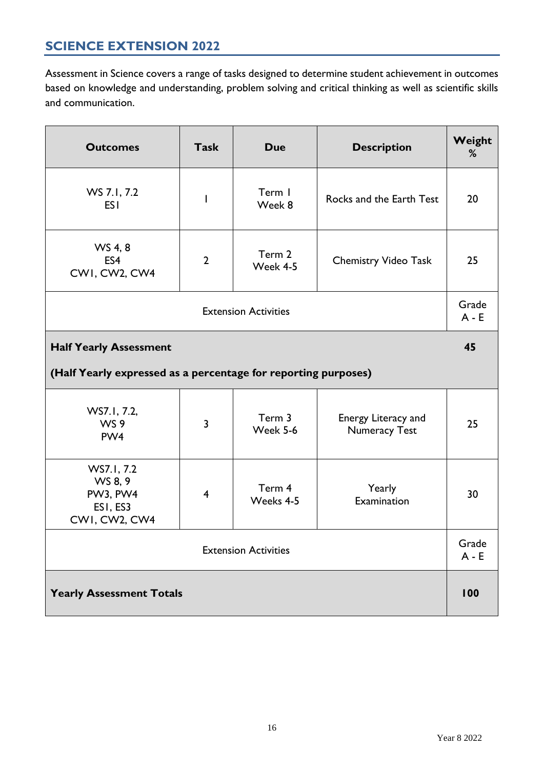## SCIENCE EXTENSION 2022

Assessment in Science covers a range of tasks designed to determine student achievement in outcomes based on knowledge and understanding, problem solving and critical thinking as well as scientific skills and communication.

| Outcomes | Task | Due | Description | Weight % |
|---|---|---|---|---|
| WS 7.1, 7.2<br>ES1 | 1 | Term 1<br>Week 8 | Rocks and the Earth Test | 20 |
| WS 4, 8<br>ES4<br>CW1, CW2, CW4 | 2 | Term 2<br>Week 4-5 | Chemistry Video Task | 25 |
| Extension Activities | | | | Grade A - E |
| **Half Yearly Assessment**<br>**(Half Yearly expressed as a percentage for reporting purposes)** | | | | **45** |
| WS7.1, 7.2,<br>WS 9<br>PW4 | 3 | Term 3<br>Week 5-6 | Energy Literacy and Numeracy Test | 25 |
| WS7.1, 7.2<br>WS 8, 9<br>PW3, PW4<br>ES1, ES3<br>CW1, CW2, CW4 | 4 | Term 4<br>Weeks 4-5 | Yearly Examination | 30 |
| Extension Activities | | | | Grade A - E |
| **Yearly Assessment Totals** | | | | **100** |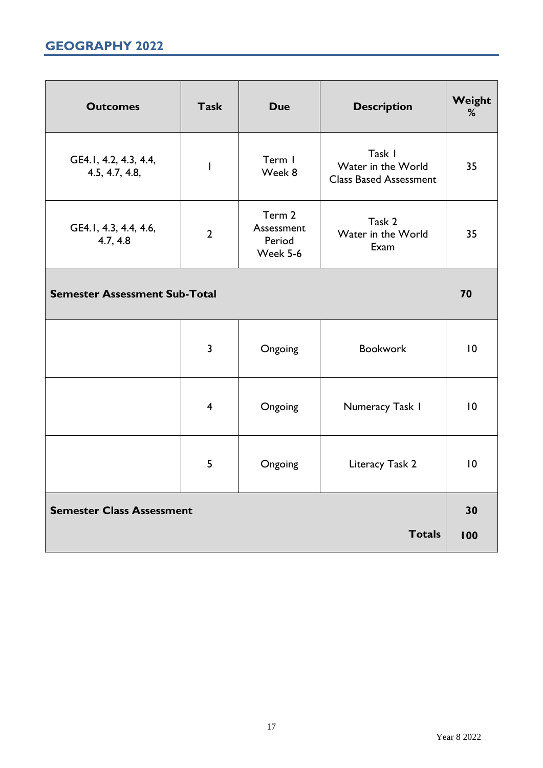## GEOGRAPHY 2022

| Outcomes | Task | Due | Description | Weight % |
|---|---|---|---|---|
| GE4.1, 4.2, 4.3, 4.4, 4.5, 4.7, 4.8, | 1 | Term 1 Week 8 | Task 1 Water in the World Class Based Assessment | 35 |
| GE4.1, 4.3, 4.4, 4.6, 4.7, 4.8 | 2 | Term 2 Assessment Period Week 5-6 | Task 2 Water in the World Exam | 35 |
| **Semester Assessment Sub-Total** | | | | **70** |
| | 3 | Ongoing | Bookwork | 10 |
| | 4 | Ongoing | Numeracy Task 1 | 10 |
| | 5 | Ongoing | Literacy Task 2 | 10 |
| **Semester Class Assessment** | | | | **30** |
| | | | **Totals** | **100** |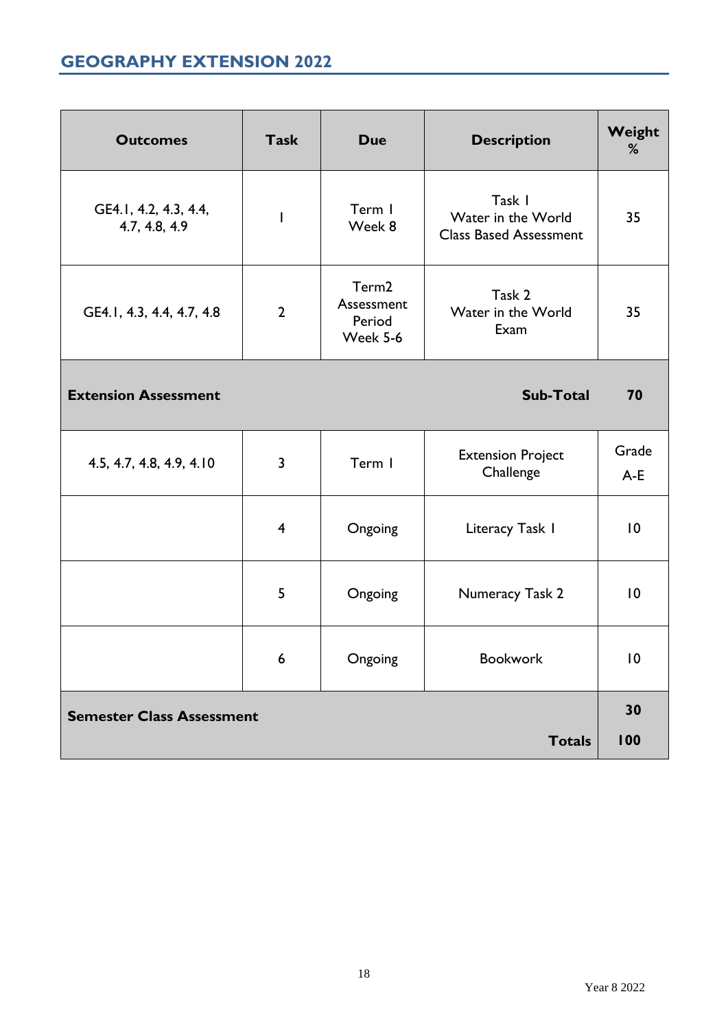## GEOGRAPHY EXTENSION 2022

| Outcomes | Task | Due | Description | Weight % |
|---|---|---|---|---|
| GE4.1, 4.2, 4.3, 4.4, 4.7, 4.8, 4.9 | 1 | Term 1 Week 8 | Task 1 Water in the World Class Based Assessment | 35 |
| GE4.1, 4.3, 4.4, 4.7, 4.8 | 2 | Term2 Assessment Period Week 5-6 | Task 2 Water in the World Exam | 35 |
| **Extension Assessment** | | | **Sub-Total** | **70** |
| 4.5, 4.7, 4.8, 4.9, 4.10 | 3 | Term 1 | Extension Project Challenge | Grade A-E |
| | 4 | Ongoing | Literacy Task 1 | 10 |
| | 5 | Ongoing | Numeracy Task 2 | 10 |
| | 6 | Ongoing | Bookwork | 10 |
| **Semester Class Assessment** | | | | **30** |
| | | | **Totals** | **100** |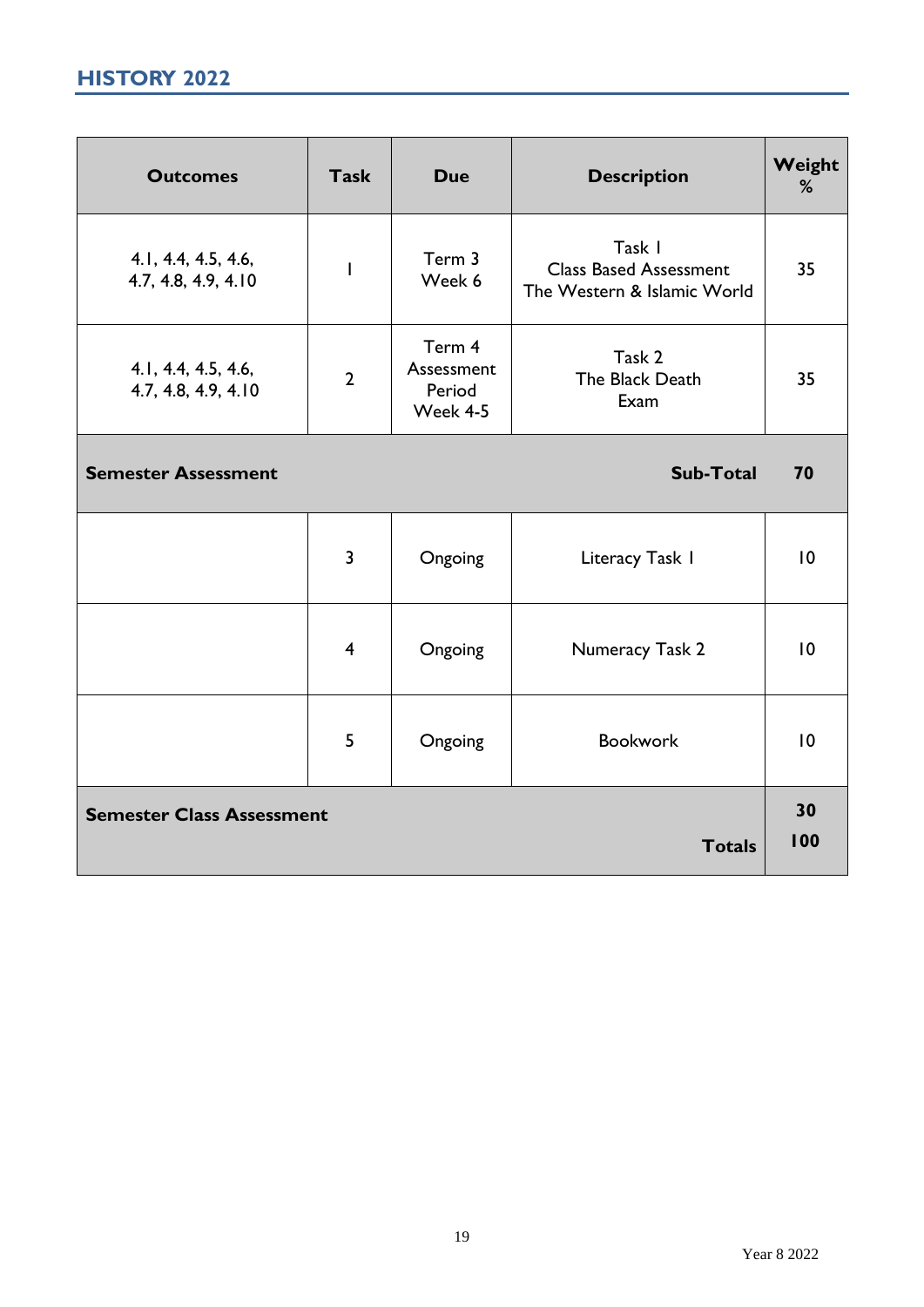## HISTORY 2022

| Outcomes | Task | Due | Description | Weight % |
|---|---|---|---|---|
| 4.1, 4.4, 4.5, 4.6, 4.7, 4.8, 4.9, 4.10 | 1 | Term 3 Week 6 | Task 1 Class Based Assessment The Western & Islamic World | 35 |
| 4.1, 4.4, 4.5, 4.6, 4.7, 4.8, 4.9, 4.10 | 2 | Term 4 Assessment Period Week 4-5 | Task 2 The Black Death Exam | 35 |
| **Semester Assessment** | | | **Sub-Total** | **70** |
| | 3 | Ongoing | Literacy Task 1 | 10 |
| | 4 | Ongoing | Numeracy Task 2 | 10 |
| | 5 | Ongoing | Bookwork | 10 |
| **Semester Class Assessment** | | | | **30** |
| | | | **Totals** | **100** |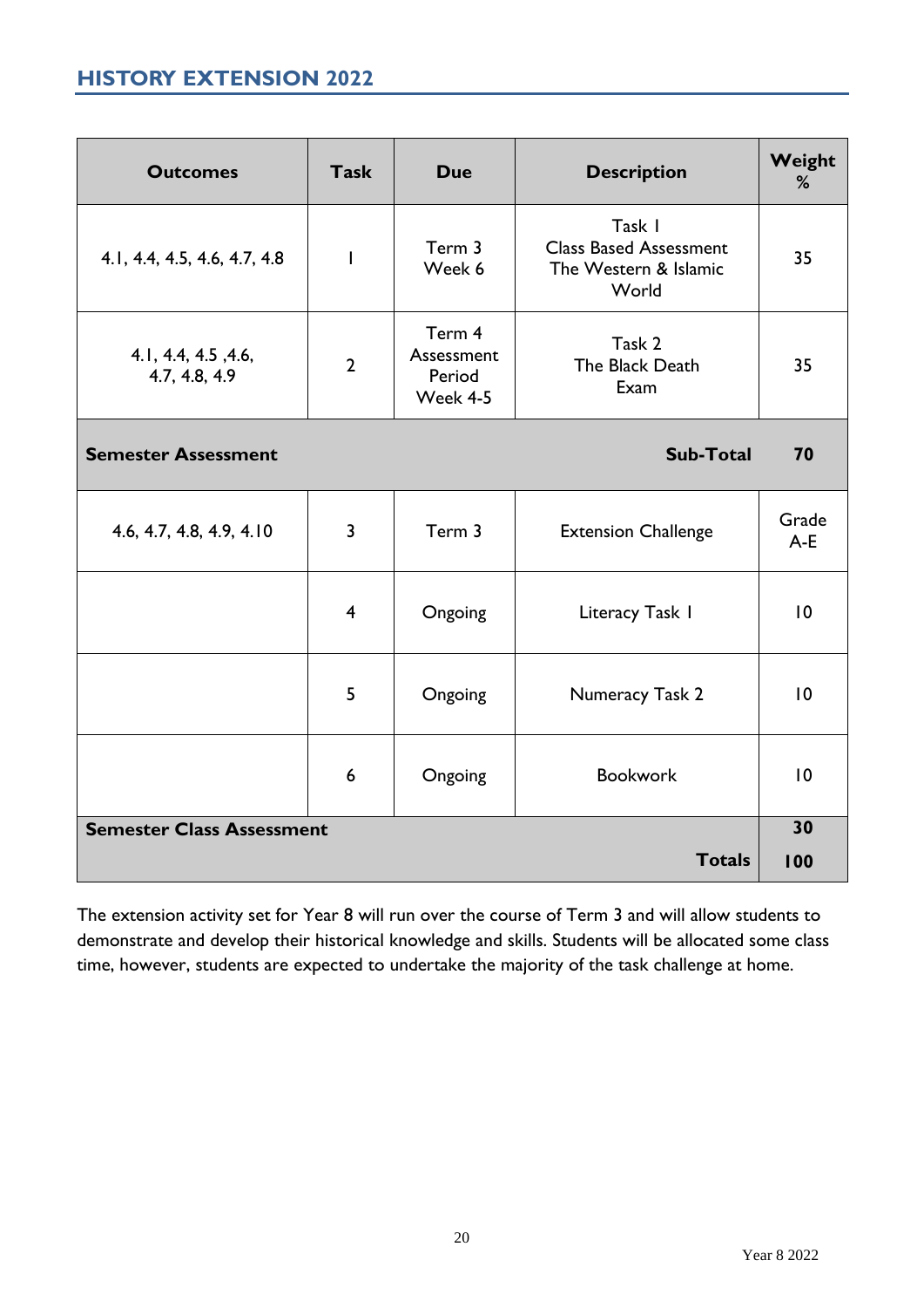## HISTORY EXTENSION 2022

| Outcomes | Task | Due | Description | Weight % |
|---|---|---|---|---|
| 4.1, 4.4, 4.5, 4.6, 4.7, 4.8 | 1 | Term 3 Week 6 | Task 1 Class Based Assessment The Western & Islamic World | 35 |
| 4.1, 4.4, 4.5 ,4.6, 4.7, 4.8, 4.9 | 2 | Term 4 Assessment Period Week 4-5 | Task 2 The Black Death Exam | 35 |
| **Semester Assessment** | | | **Sub-Total** | **70** |
| 4.6, 4.7, 4.8, 4.9, 4.10 | 3 | Term 3 | Extension Challenge | Grade A-E |
| | 4 | Ongoing | Literacy Task 1 | 10 |
| | 5 | Ongoing | Numeracy Task 2 | 10 |
| | 6 | Ongoing | Bookwork | 10 |
| **Semester Class Assessment** | | | | **30** |
| | | | **Totals** | **100** |

The extension activity set for Year 8 will run over the course of Term 3 and will allow students to demonstrate and develop their historical knowledge and skills. Students will be allocated some class time, however, students are expected to undertake the majority of the task challenge at home.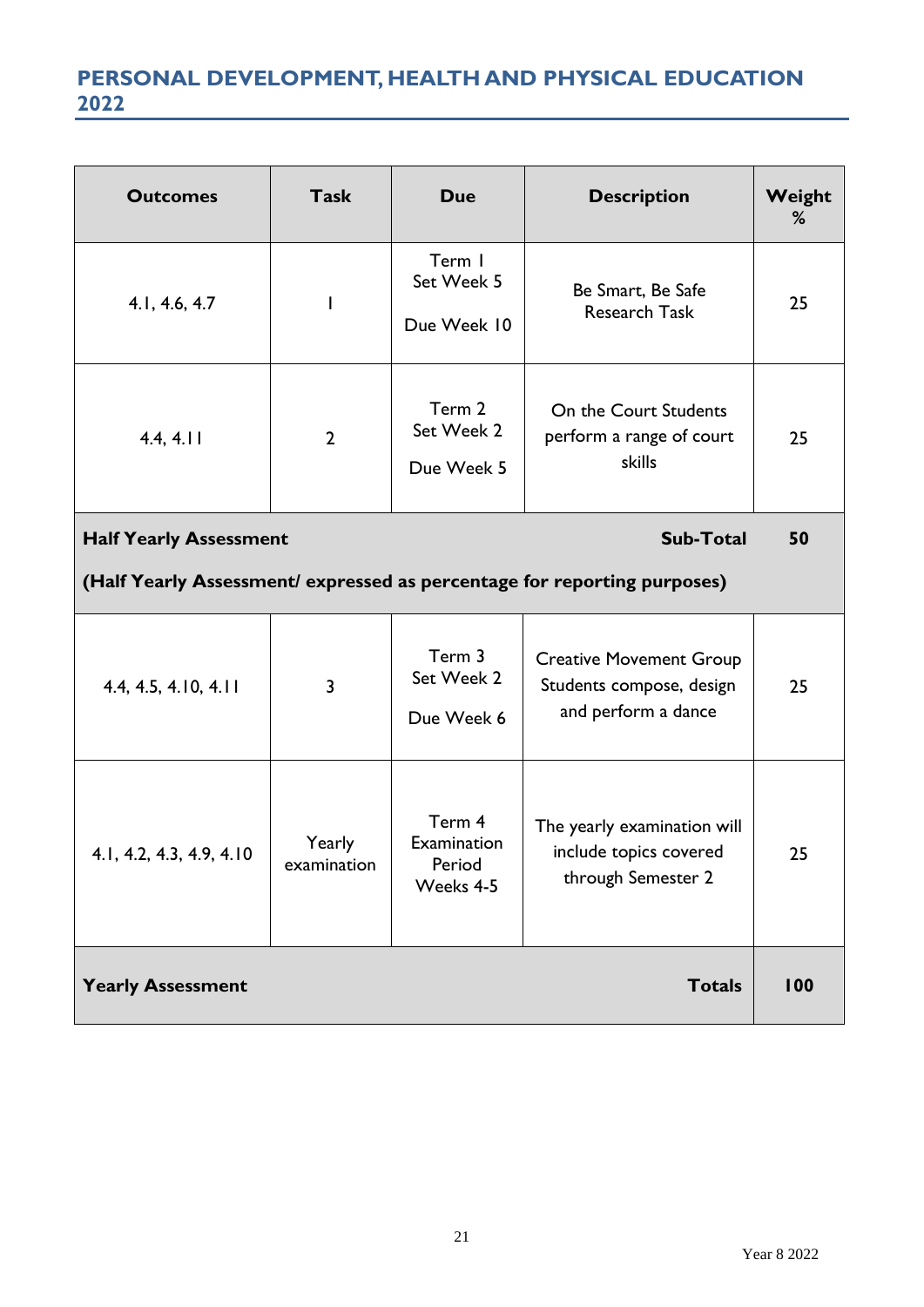## PERSONAL DEVELOPMENT, HEALTH AND PHYSICAL EDUCATION 2022

| Outcomes | Task | Due | Description | Weight % |
|---|---|---|---|---|
| 4.1, 4.6, 4.7 | 1 | Term 1 Set Week 5 Due Week 10 | Be Smart, Be Safe Research Task | 25 |
| 4.4, 4.11 | 2 | Term 2 Set Week 2 Due Week 5 | On the Court Students perform a range of court skills | 25 |
| **Half Yearly Assessment** (Half Yearly Assessment/ expressed as percentage for reporting purposes) | | | **Sub-Total** | **50** |
| 4.4, 4.5, 4.10, 4.11 | 3 | Term 3 Set Week 2 Due Week 6 | Creative Movement Group Students compose, design and perform a dance | 25 |
| 4.1, 4.2, 4.3, 4.9, 4.10 | Yearly examination | Term 4 Examination Period Weeks 4-5 | The yearly examination will include topics covered through Semester 2 | 25 |
| **Yearly Assessment** | | | **Totals** | **100** |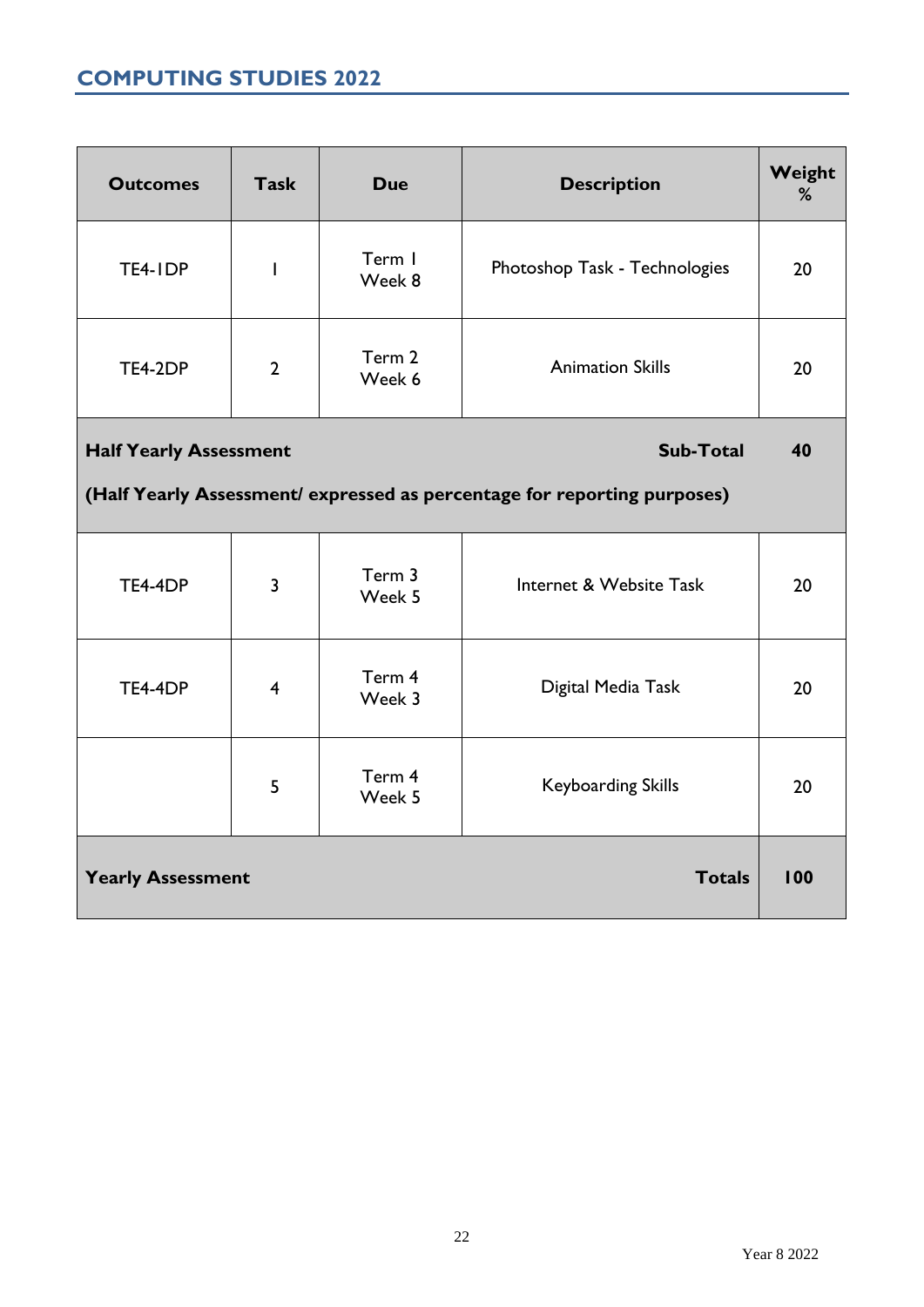## COMPUTING STUDIES 2022

| Outcomes | Task | Due | Description | Weight % |
|---|---|---|---|---|
| TE4-1DP | 1 | Term 1 Week 8 | Photoshop Task - Technologies | 20 |
| TE4-2DP | 2 | Term 2 Week 6 | Animation Skills | 20 |
| **Half Yearly Assessment** (Half Yearly Assessment/ expressed as percentage for reporting purposes) | | | **Sub-Total** | **40** |
| TE4-4DP | 3 | Term 3 Week 5 | Internet & Website Task | 20 |
| TE4-4DP | 4 | Term 4 Week 3 | Digital Media Task | 20 |
| | 5 | Term 4 Week 5 | Keyboarding Skills | 20 |
| **Yearly Assessment** | | | **Totals** | **100** |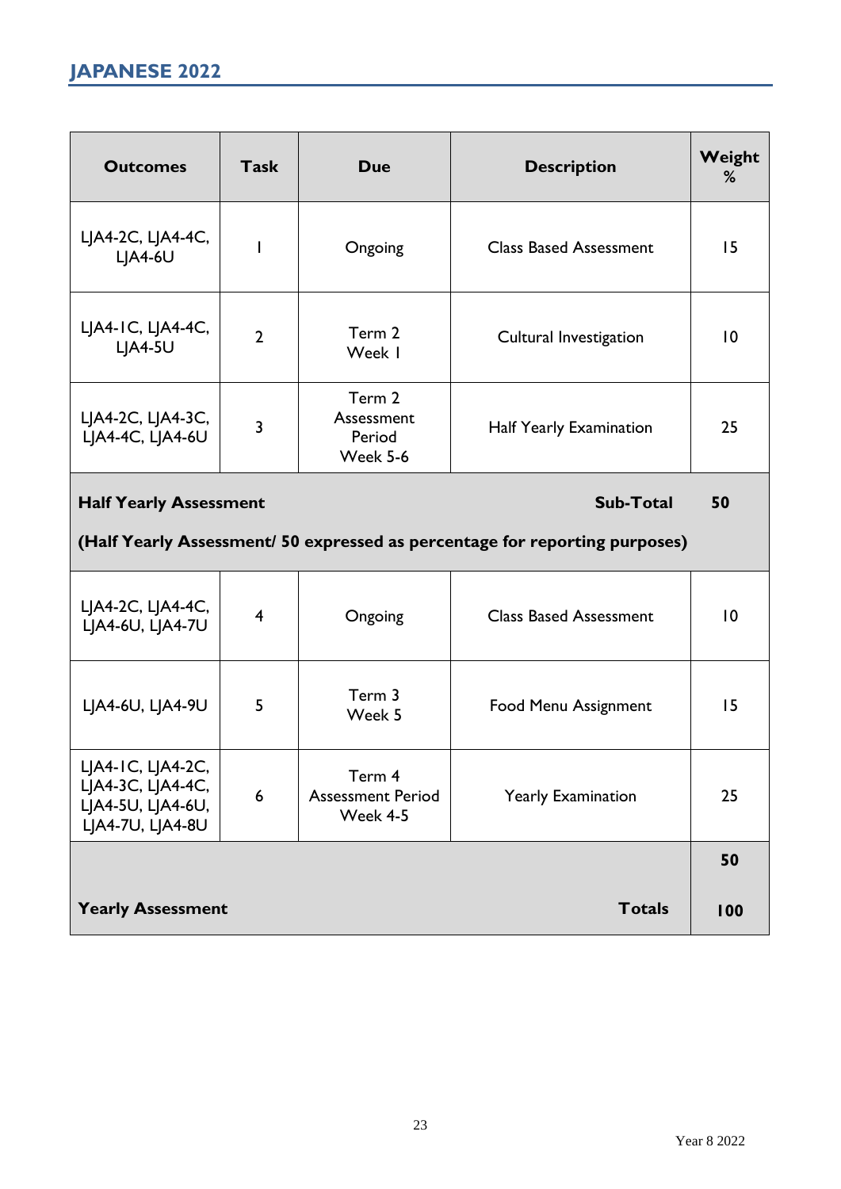## JAPANESE 2022

| Outcomes | Task | Due | Description | Weight % |
|---|---|---|---|---|
| LJA4-2C, LJA4-4C, LJA4-6U | 1 | Ongoing | Class Based Assessment | 15 |
| LJA4-1C, LJA4-4C, LJA4-5U | 2 | Term 2 Week 1 | Cultural Investigation | 10 |
| LJA4-2C, LJA4-3C, LJA4-4C, LJA4-6U | 3 | Term 2 Assessment Period Week 5-6 | Half Yearly Examination | 25 |
| **Half Yearly Assessment** (Half Yearly Assessment/ 50 expressed as percentage for reporting purposes) | | | **Sub-Total** | **50** |
| LJA4-2C, LJA4-4C, LJA4-6U, LJA4-7U | 4 | Ongoing | Class Based Assessment | 10 |
| LJA4-6U, LJA4-9U | 5 | Term 3 Week 5 | Food Menu Assignment | 15 |
| LJA4-1C, LJA4-2C, LJA4-3C, LJA4-4C, LJA4-5U, LJA4-6U, LJA4-7U, LJA4-8U | 6 | Term 4 Assessment Period Week 4-5 | Yearly Examination | 25 |
| | | | | **50** |
| **Yearly Assessment** | | | **Totals** | **100** |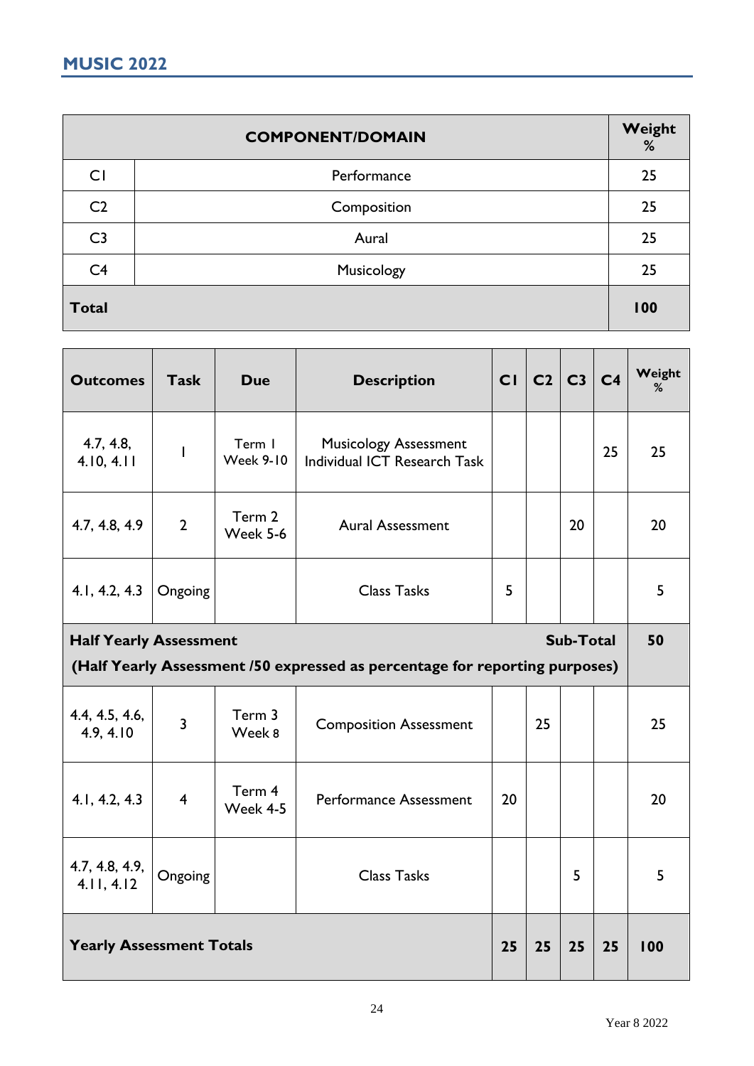## MUSIC 2022

| COMPONENT/DOMAIN | | Weight % |
|---|---|---|
| C1 | Performance | 25 |
| C2 | Composition | 25 |
| C3 | Aural | 25 |
| C4 | Musicology | 25 |
| **Total** | | **100** |

| Outcomes | Task | Due | Description | C1 | C2 | C3 | C4 | Weight % |
|---|---|---|---|---|---|---|---|---|
| 4.7, 4.8, 4.10, 4.11 | 1 | Term 1 Week 9-10 | Musicology Assessment Individual ICT Research Task | | | | 25 | 25 |
| 4.7, 4.8, 4.9 | 2 | Term 2 Week 5-6 | Aural Assessment | | | 20 | | 20 |
| 4.1, 4.2, 4.3 | Ongoing | | Class Tasks | 5 | | | | 5 |
| **Half Yearly Assessment** **(Half Yearly Assessment /50 expressed as percentage for reporting purposes)** | | | | | | | **Sub-Total** | **50** |
| 4.4, 4.5, 4.6, 4.9, 4.10 | 3 | Term 3 Week 8 | Composition Assessment | | 25 | | | 25 |
| 4.1, 4.2, 4.3 | 4 | Term 4 Week 4-5 | Performance Assessment | 20 | | | | 20 |
| 4.7, 4.8, 4.9, 4.11, 4.12 | Ongoing | | Class Tasks | | | 5 | | 5 |
| **Yearly Assessment Totals** | | | | **25** | **25** | **25** | **25** | **100** |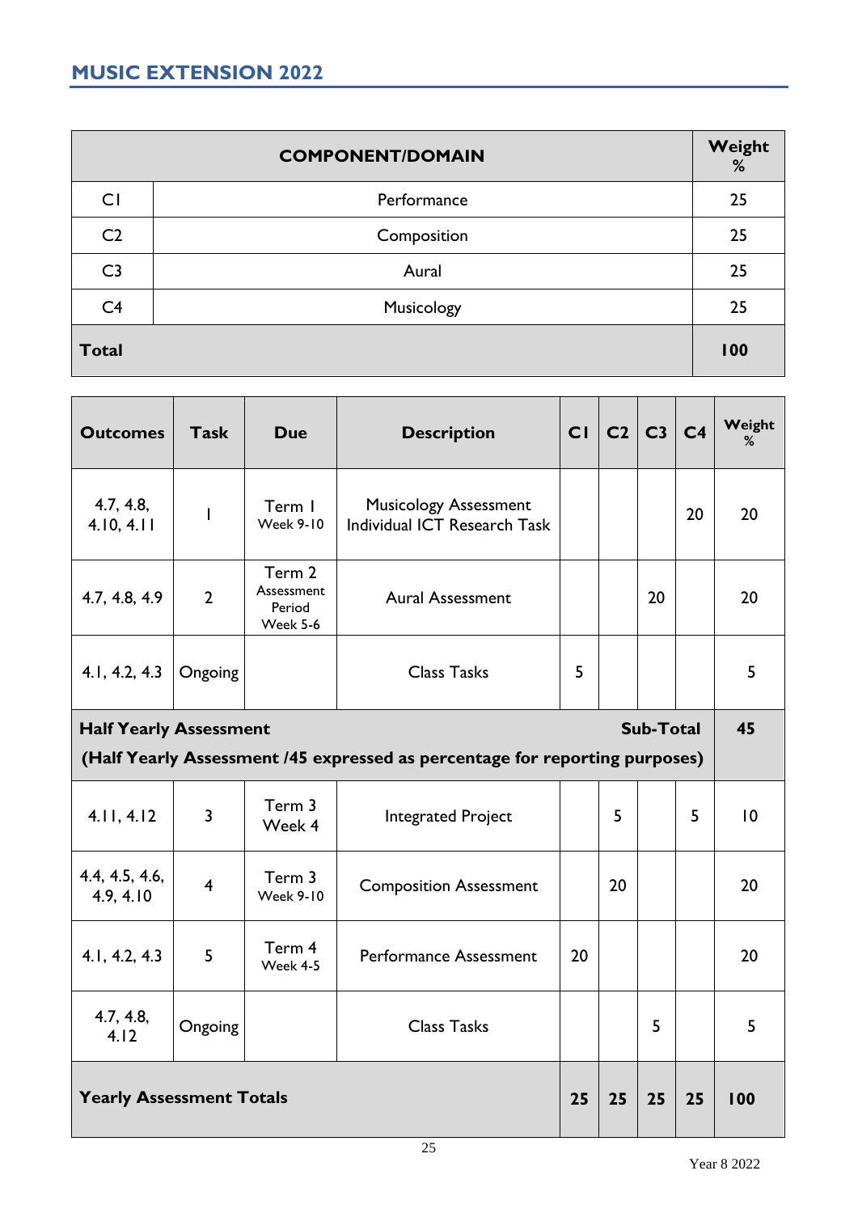## MUSIC EXTENSION 2022

| COMPONENT/DOMAIN | | Weight % |
|---|---|---|
| C1 | Performance | 25 |
| C2 | Composition | 25 |
| C3 | Aural | 25 |
| C4 | Musicology | 25 |
| **Total** | | **100** |

| Outcomes | Task | Due | Description | C1 | C2 | C3 | C4 | Weight % |
|---|---|---|---|---|---|---|---|---|
| 4.7, 4.8, 4.10, 4.11 | 1 | Term 1 Week 9-10 | Musicology Assessment Individual ICT Research Task | | | | 20 | 20 |
| 4.7, 4.8, 4.9 | 2 | Term 2 Assessment Period Week 5-6 | Aural Assessment | | | 20 | | 20 |
| 4.1, 4.2, 4.3 | Ongoing | | Class Tasks | 5 | | | | 5 |
| **Half Yearly Assessment** **(Half Yearly Assessment /45 expressed as percentage for reporting purposes)** | | | | | | **Sub-Total** | | **45** |
| 4.11, 4.12 | 3 | Term 3 Week 4 | Integrated Project | | 5 | | 5 | 10 |
| 4.4, 4.5, 4.6, 4.9, 4.10 | 4 | Term 3 Week 9-10 | Composition Assessment | | 20 | | | 20 |
| 4.1, 4.2, 4.3 | 5 | Term 4 Week 4-5 | Performance Assessment | 20 | | | | 20 |
| 4.7, 4.8, 4.12 | Ongoing | | Class Tasks | | | 5 | | 5 |
| **Yearly Assessment Totals** | | | | **25** | **25** | **25** | **25** | **100** |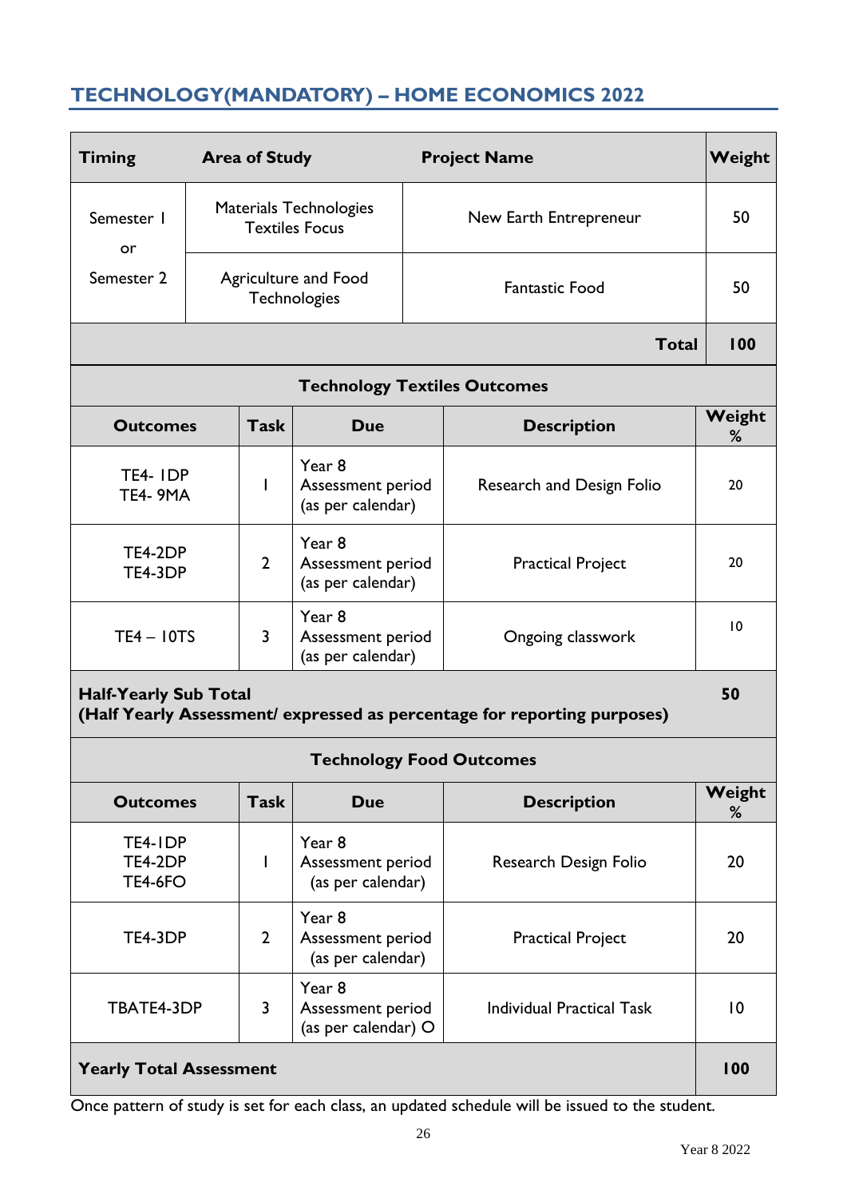## TECHNOLOGY(MANDATORY) – HOME ECONOMICS 2022

| Timing | Area of Study | Project Name | Weight |
|---|---|---|---|
| Semester 1 or Semester 2 | Materials Technologies Textiles Focus | New Earth Entrepreneur | 50 |
| | Agriculture and Food Technologies | Fantastic Food | 50 |
| | | **Total** | **100** |

**Technology Textiles Outcomes**

| Outcomes | Task | Due | Description | Weight % |
|---|---|---|---|---|
| TE4- 1DP<br>TE4- 9MA | 1 | Year 8 Assessment period (as per calendar) | Research and Design Folio | 20 |
| TE4-2DP<br>TE4-3DP | 2 | Year 8 Assessment period (as per calendar) | Practical Project | 20 |
| TE4 – 10TS | 3 | Year 8 Assessment period (as per calendar) | Ongoing classwork | 10 |
| **Half-Yearly Sub Total (Half Yearly Assessment/ expressed as percentage for reporting purposes)** | | | | **50** |

**Technology Food Outcomes**

| Outcomes | Task | Due | Description | Weight % |
|---|---|---|---|---|
| TE4-1DP<br>TE4-2DP<br>TE4-6FO | 1 | Year 8 Assessment period (as per calendar) | Research Design Folio | 20 |
| TE4-3DP | 2 | Year 8 Assessment period (as per calendar) | Practical Project | 20 |
| TBATE4-3DP | 3 | Year 8 Assessment period (as per calendar) O | Individual Practical Task | 10 |
| **Yearly Total Assessment** | | | | **100** |

Once pattern of study is set for each class, an updated schedule will be issued to the student.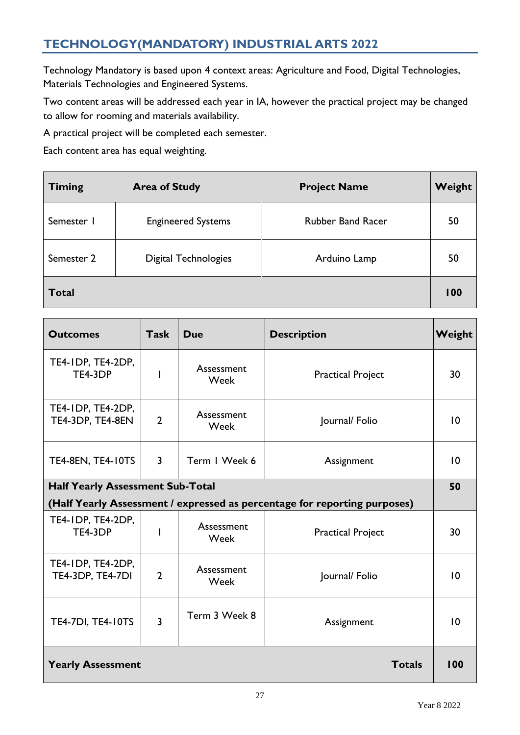## TECHNOLOGY(MANDATORY) INDUSTRIAL ARTS 2022

Technology Mandatory is based upon 4 context areas: Agriculture and Food, Digital Technologies, Materials Technologies and Engineered Systems.

Two content areas will be addressed each year in IA, however the practical project may be changed to allow for rooming and materials availability.

A practical project will be completed each semester.

Each content area has equal weighting.

| Timing | Area of Study | Project Name | Weight |
|---|---|---|---|
| Semester 1 | Engineered Systems | Rubber Band Racer | 50 |
| Semester 2 | Digital Technologies | Arduino Lamp | 50 |
| **Total** | | | **100** |

| Outcomes | Task | Due | Description | Weight |
|---|---|---|---|---|
| TE4-1DP, TE4-2DP, TE4-3DP | 1 | Assessment Week | Practical Project | 30 |
| TE4-1DP, TE4-2DP, TE4-3DP, TE4-8EN | 2 | Assessment Week | Journal/ Folio | 10 |
| TE4-8EN, TE4-10TS | 3 | Term 1 Week 6 | Assignment | 10 |
| **Half Yearly Assessment Sub-Total (Half Yearly Assessment / expressed as percentage for reporting purposes)** | | | | **50** |
| TE4-1DP, TE4-2DP, TE4-3DP | 1 | Assessment Week | Practical Project | 30 |
| TE4-1DP, TE4-2DP, TE4-3DP, TE4-7DI | 2 | Assessment Week | Journal/ Folio | 10 |
| TE4-7DI, TE4-10TS | 3 | Term 3 Week 8 | Assignment | 10 |
| **Yearly Assessment** | | | **Totals** | **100** |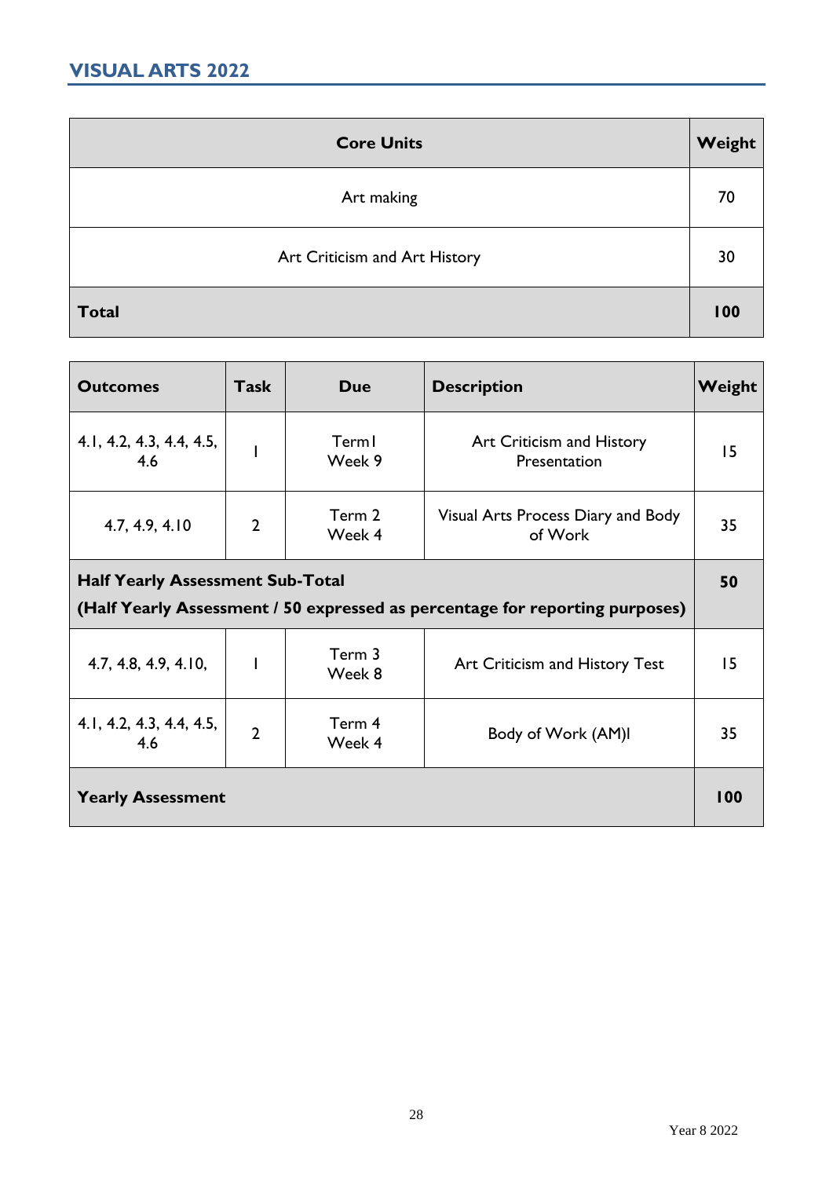## VISUAL ARTS 2022

| Core Units | Weight |
|---|---|
| Art making | 70 |
| Art Criticism and Art History | 30 |
| **Total** | **100** |

| Outcomes | Task | Due | Description | Weight |
|---|---|---|---|---|
| 4.1, 4.2, 4.3, 4.4, 4.5, 4.6 | 1 | Term1 Week 9 | Art Criticism and History Presentation | 15 |
| 4.7, 4.9, 4.10 | 2 | Term 2 Week 4 | Visual Arts Process Diary and Body of Work | 35 |
| **Half Yearly Assessment Sub-Total (Half Yearly Assessment / 50 expressed as percentage for reporting purposes)** | | | | **50** |
| 4.7, 4.8, 4.9, 4.10, | 1 | Term 3 Week 8 | Art Criticism and History Test | 15 |
| 4.1, 4.2, 4.3, 4.4, 4.5, 4.6 | 2 | Term 4 Week 4 | Body of Work (AM)l | 35 |
| **Yearly Assessment** | | | | **100** |